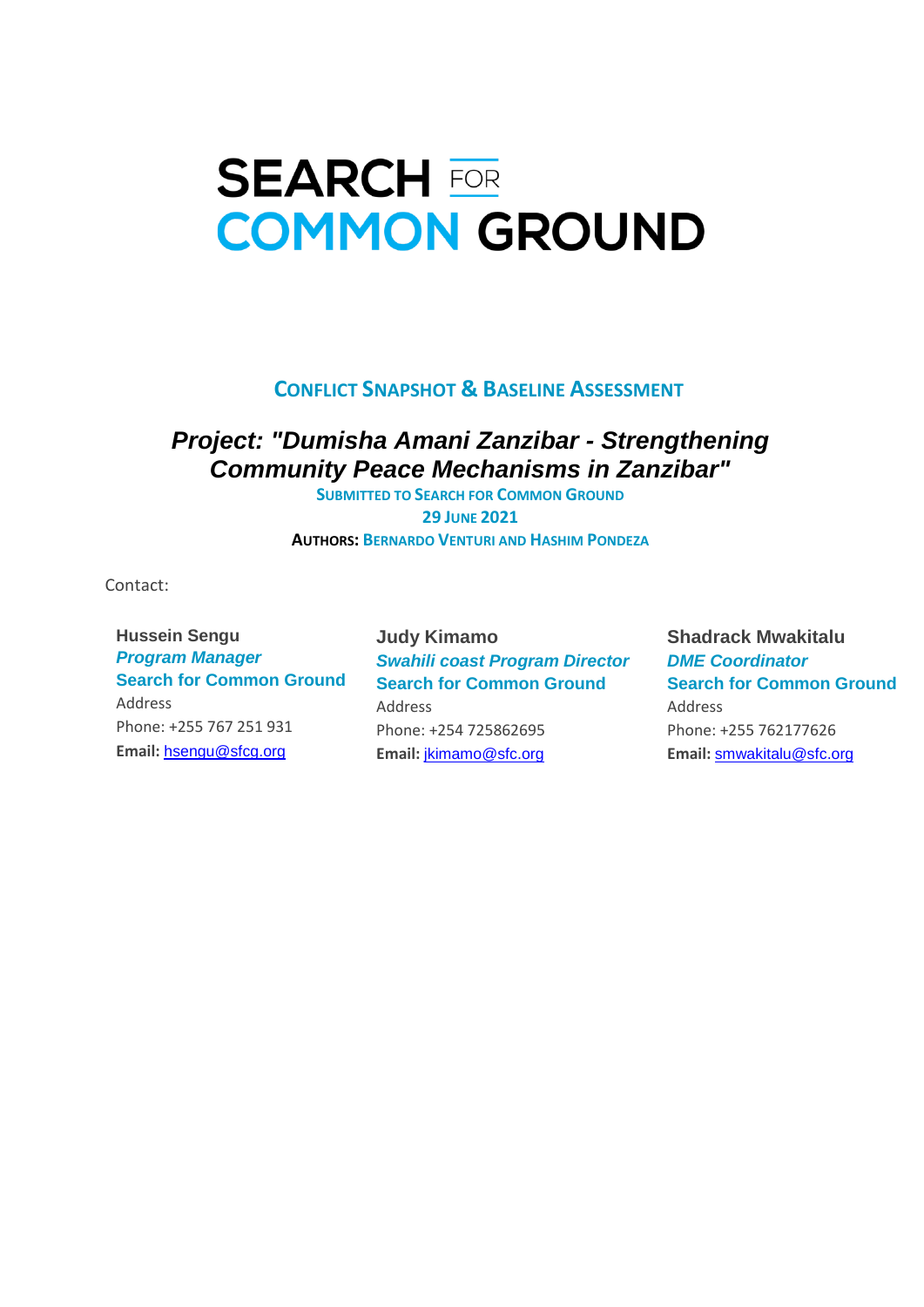# SEARCH FOR COMMON GROUND

## CONFLICT SNAPSHOT & BASELINE ASSESSMENT

### *Project: "Dumisha Amani Zanzibar - Strengthening Community Peace Mechanisms in Zanzibar"*

SUBMITTED TO SEARCH FOR COMMON GROUND

29 JUNE 2021

**AUTHORS:** BERNARDO VENTURI AND HASHIM PONDEZA

Contact:

**Hussein Sengu**
***Program Manager***
**Search for Common Ground**
Address
Phone: +255 767 251 931
**Email:** hsengu@sfcg.org

**Judy Kimamo**
***Swahili coast Program Director***
**Search for Common Ground**
Address
Phone: +254 725862695
**Email:** jkimamo@sfc.org

**Shadrack Mwakitalu**
***DME Coordinator***
**Search for Common Ground**
Address
Phone: +255 762177626
**Email:** smwakitalu@sfc.org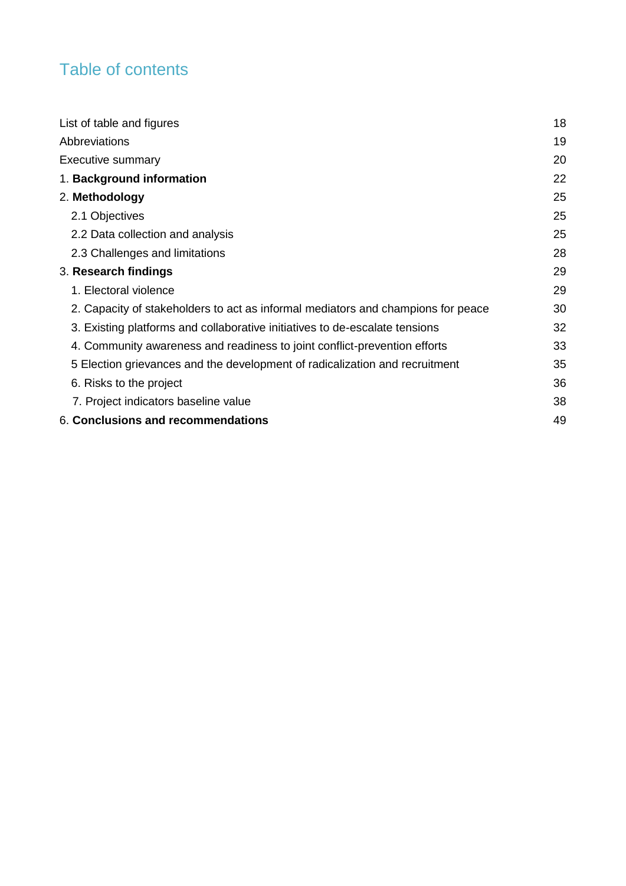## Table of contents

| | |
|---|---|
| List of table and figures | 18 |
| Abbreviations | 19 |
| Executive summary | 20 |
| 1. **Background information** | 22 |
| 2. **Methodology** | 25 |
| 2.1 Objectives | 25 |
| 2.2 Data collection and analysis | 25 |
| 2.3 Challenges and limitations | 28 |
| 3. **Research findings** | 29 |
| 1. Electoral violence | 29 |
| 2. Capacity of stakeholders to act as informal mediators and champions for peace | 30 |
| 3. Existing platforms and collaborative initiatives to de-escalate tensions | 32 |
| 4. Community awareness and readiness to joint conflict-prevention efforts | 33 |
| 5 Election grievances and the development of radicalization and recruitment | 35 |
| 6. Risks to the project | 36 |
| 7. Project indicators baseline value | 38 |
| 6. **Conclusions and recommendations** | 49 |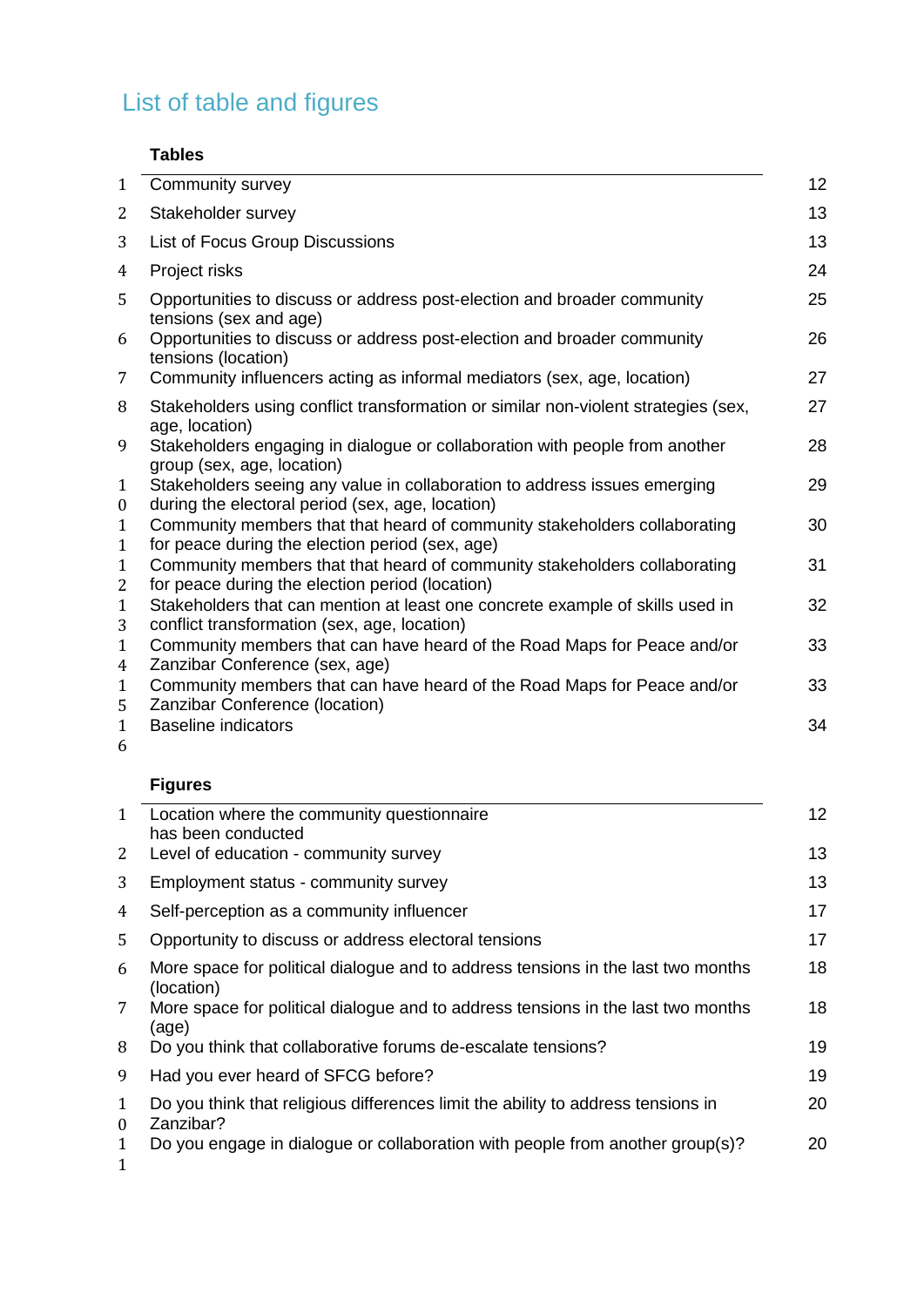## List of table and figures

**Tables**

| | | |
|---|---|---|
| 1 | Community survey | 12 |
| 2 | Stakeholder survey | 13 |
| 3 | List of Focus Group Discussions | 13 |
| 4 | Project risks | 24 |
| 5 | Opportunities to discuss or address post-election and broader community tensions (sex and age) | 25 |
| 6 | Opportunities to discuss or address post-election and broader community tensions (location) | 26 |
| 7 | Community influencers acting as informal mediators (sex, age, location) | 27 |
| 8 | Stakeholders using conflict transformation or similar non-violent strategies (sex, age, location) | 27 |
| 9 | Stakeholders engaging in dialogue or collaboration with people from another group (sex, age, location) | 28 |
| 10 | Stakeholders seeing any value in collaboration to address issues emerging during the electoral period (sex, age, location) | 29 |
| 11 | Community members that that heard of community stakeholders collaborating for peace during the election period (sex, age) | 30 |
| 12 | Community members that that heard of community stakeholders collaborating for peace during the election period (location) | 31 |
| 13 | Stakeholders that can mention at least one concrete example of skills used in conflict transformation (sex, age, location) | 32 |
| 14 | Community members that can have heard of the Road Maps for Peace and/or Zanzibar Conference (sex, age) | 33 |
| 15 | Community members that can have heard of the Road Maps for Peace and/or Zanzibar Conference (location) | 33 |
| 16 | Baseline indicators | 34 |

**Figures**

| | | |
|---|---|---|
| 1 | Location where the community questionnaire has been conducted | 12 |
| 2 | Level of education - community survey | 13 |
| 3 | Employment status - community survey | 13 |
| 4 | Self-perception as a community influencer | 17 |
| 5 | Opportunity to discuss or address electoral tensions | 17 |
| 6 | More space for political dialogue and to address tensions in the last two months (location) | 18 |
| 7 | More space for political dialogue and to address tensions in the last two months (age) | 18 |
| 8 | Do you think that collaborative forums de-escalate tensions? | 19 |
| 9 | Had you ever heard of SFCG before? | 19 |
| 10 | Do you think that religious differences limit the ability to address tensions in Zanzibar? | 20 |
| 11 | Do you engage in dialogue or collaboration with people from another group(s)? | 20 |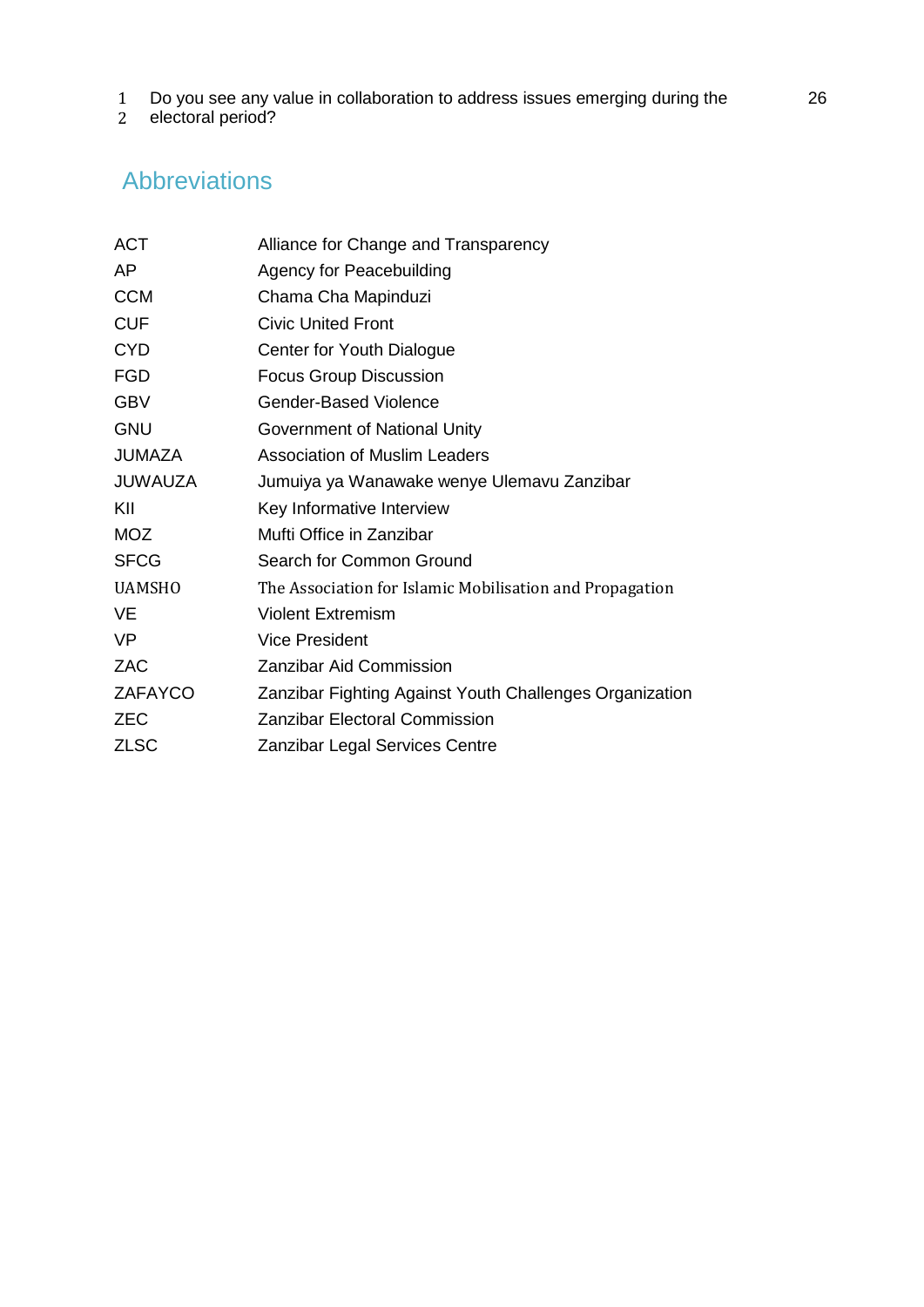Do you see any value in collaboration to address issues emerging during the electoral period? 26

## Abbreviations

| | |
|---|---|
| ACT | Alliance for Change and Transparency |
| AP | Agency for Peacebuilding |
| CCM | Chama Cha Mapinduzi |
| CUF | Civic United Front |
| CYD | Center for Youth Dialogue |
| FGD | Focus Group Discussion |
| GBV | Gender-Based Violence |
| GNU | Government of National Unity |
| JUMAZA | Association of Muslim Leaders |
| JUWAUZA | Jumuiya ya Wanawake wenye Ulemavu Zanzibar |
| KII | Key Informative Interview |
| MOZ | Mufti Office in Zanzibar |
| SFCG | Search for Common Ground |
| UAMSHO | The Association for Islamic Mobilisation and Propagation |
| VE | Violent Extremism |
| VP | Vice President |
| ZAC | Zanzibar Aid Commission |
| ZAFAYCO | Zanzibar Fighting Against Youth Challenges Organization |
| ZEC | Zanzibar Electoral Commission |
| ZLSC | Zanzibar Legal Services Centre |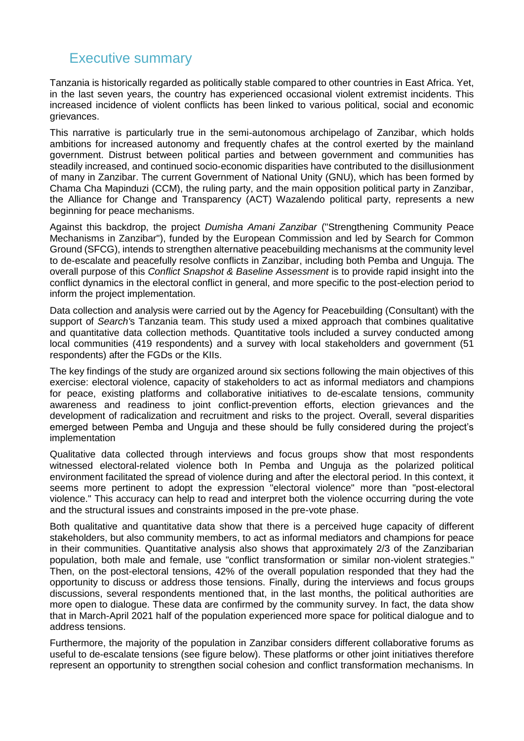## Executive summary

Tanzania is historically regarded as politically stable compared to other countries in East Africa. Yet, in the last seven years, the country has experienced occasional violent extremist incidents. This increased incidence of violent conflicts has been linked to various political, social and economic grievances.

This narrative is particularly true in the semi-autonomous archipelago of Zanzibar, which holds ambitions for increased autonomy and frequently chafes at the control exerted by the mainland government. Distrust between political parties and between government and communities has steadily increased, and continued socio-economic disparities have contributed to the disillusionment of many in Zanzibar. The current Government of National Unity (GNU), which has been formed by Chama Cha Mapinduzi (CCM), the ruling party, and the main opposition political party in Zanzibar, the Alliance for Change and Transparency (ACT) Wazalendo political party, represents a new beginning for peace mechanisms.

Against this backdrop, the project *Dumisha Amani Zanzibar* ("Strengthening Community Peace Mechanisms in Zanzibar"), funded by the European Commission and led by Search for Common Ground (SFCG), intends to strengthen alternative peacebuilding mechanisms at the community level to de-escalate and peacefully resolve conflicts in Zanzibar, including both Pemba and Unguja. The overall purpose of this *Conflict Snapshot & Baseline Assessment* is to provide rapid insight into the conflict dynamics in the electoral conflict in general, and more specific to the post-election period to inform the project implementation.

Data collection and analysis were carried out by the Agency for Peacebuilding (Consultant) with the support of *Search*'s Tanzania team. This study used a mixed approach that combines qualitative and quantitative data collection methods. Quantitative tools included a survey conducted among local communities (419 respondents) and a survey with local stakeholders and government (51 respondents) after the FGDs or the KIIs.

The key findings of the study are organized around six sections following the main objectives of this exercise: electoral violence, capacity of stakeholders to act as informal mediators and champions for peace, existing platforms and collaborative initiatives to de-escalate tensions, community awareness and readiness to joint conflict-prevention efforts, election grievances and the development of radicalization and recruitment and risks to the project. Overall, several disparities emerged between Pemba and Unguja and these should be fully considered during the project's implementation

Qualitative data collected through interviews and focus groups show that most respondents witnessed electoral-related violence both In Pemba and Unguja as the polarized political environment facilitated the spread of violence during and after the electoral period. In this context, it seems more pertinent to adopt the expression "electoral violence" more than "post-electoral violence." This accuracy can help to read and interpret both the violence occurring during the vote and the structural issues and constraints imposed in the pre-vote phase.

Both qualitative and quantitative data show that there is a perceived huge capacity of different stakeholders, but also community members, to act as informal mediators and champions for peace in their communities. Quantitative analysis also shows that approximately 2/3 of the Zanzibarian population, both male and female, use "conflict transformation or similar non-violent strategies." Then, on the post-electoral tensions, 42% of the overall population responded that they had the opportunity to discuss or address those tensions. Finally, during the interviews and focus groups discussions, several respondents mentioned that, in the last months, the political authorities are more open to dialogue. These data are confirmed by the community survey. In fact, the data show that in March-April 2021 half of the population experienced more space for political dialogue and to address tensions.

Furthermore, the majority of the population in Zanzibar considers different collaborative forums as useful to de-escalate tensions (see figure below). These platforms or other joint initiatives therefore represent an opportunity to strengthen social cohesion and conflict transformation mechanisms. In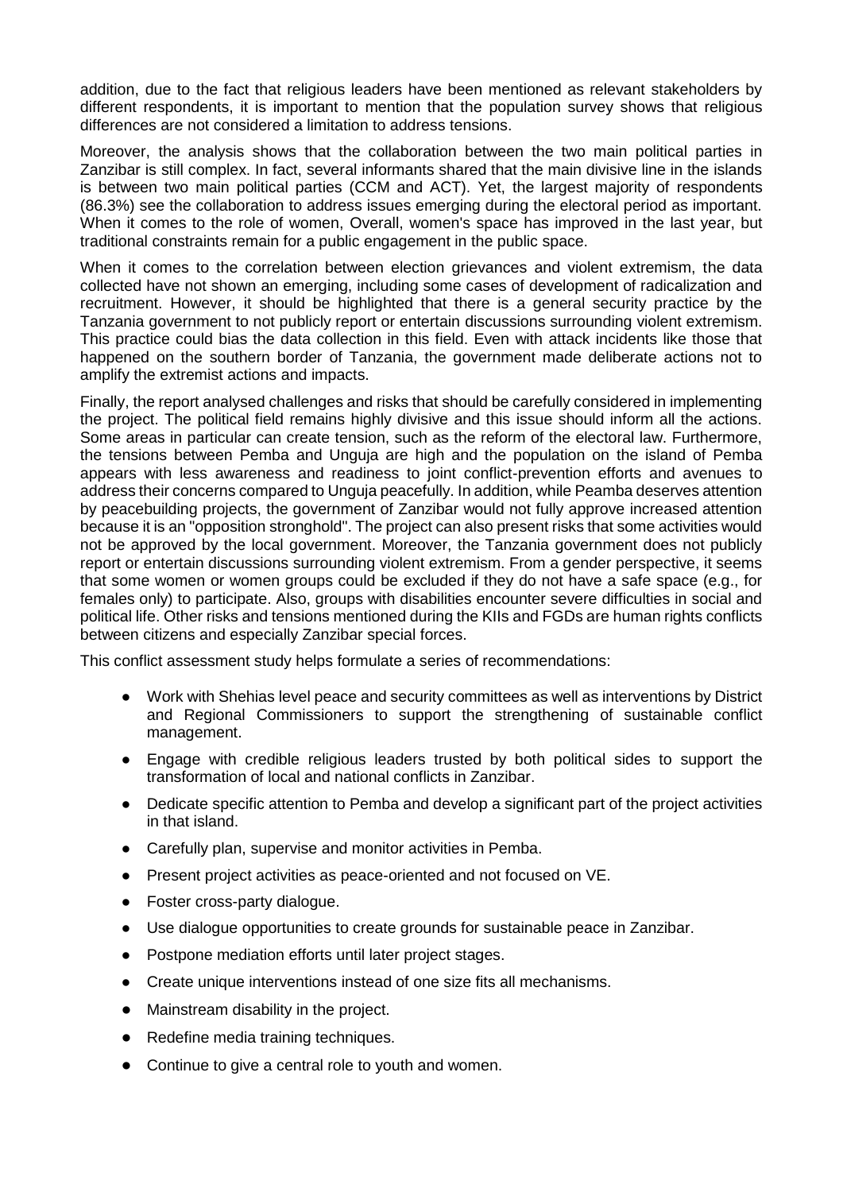addition, due to the fact that religious leaders have been mentioned as relevant stakeholders by different respondents, it is important to mention that the population survey shows that religious differences are not considered a limitation to address tensions.

Moreover, the analysis shows that the collaboration between the two main political parties in Zanzibar is still complex. In fact, several informants shared that the main divisive line in the islands is between two main political parties (CCM and ACT). Yet, the largest majority of respondents (86.3%) see the collaboration to address issues emerging during the electoral period as important. When it comes to the role of women, Overall, women's space has improved in the last year, but traditional constraints remain for a public engagement in the public space.

When it comes to the correlation between election grievances and violent extremism, the data collected have not shown an emerging, including some cases of development of radicalization and recruitment. However, it should be highlighted that there is a general security practice by the Tanzania government to not publicly report or entertain discussions surrounding violent extremism. This practice could bias the data collection in this field. Even with attack incidents like those that happened on the southern border of Tanzania, the government made deliberate actions not to amplify the extremist actions and impacts.

Finally, the report analysed challenges and risks that should be carefully considered in implementing the project. The political field remains highly divisive and this issue should inform all the actions. Some areas in particular can create tension, such as the reform of the electoral law. Furthermore, the tensions between Pemba and Unguja are high and the population on the island of Pemba appears with less awareness and readiness to joint conflict-prevention efforts and avenues to address their concerns compared to Unguja peacefully. In addition, while Peamba deserves attention by peacebuilding projects, the government of Zanzibar would not fully approve increased attention because it is an "opposition stronghold". The project can also present risks that some activities would not be approved by the local government. Moreover, the Tanzania government does not publicly report or entertain discussions surrounding violent extremism. From a gender perspective, it seems that some women or women groups could be excluded if they do not have a safe space (e.g., for females only) to participate. Also, groups with disabilities encounter severe difficulties in social and political life. Other risks and tensions mentioned during the KIIs and FGDs are human rights conflicts between citizens and especially Zanzibar special forces.

This conflict assessment study helps formulate a series of recommendations:

- Work with Shehias level peace and security committees as well as interventions by District and Regional Commissioners to support the strengthening of sustainable conflict management.
- Engage with credible religious leaders trusted by both political sides to support the transformation of local and national conflicts in Zanzibar.
- Dedicate specific attention to Pemba and develop a significant part of the project activities in that island.
- Carefully plan, supervise and monitor activities in Pemba.
- Present project activities as peace-oriented and not focused on VE.
- Foster cross-party dialogue.
- Use dialogue opportunities to create grounds for sustainable peace in Zanzibar.
- Postpone mediation efforts until later project stages.
- Create unique interventions instead of one size fits all mechanisms.
- Mainstream disability in the project.
- Redefine media training techniques.
- Continue to give a central role to youth and women.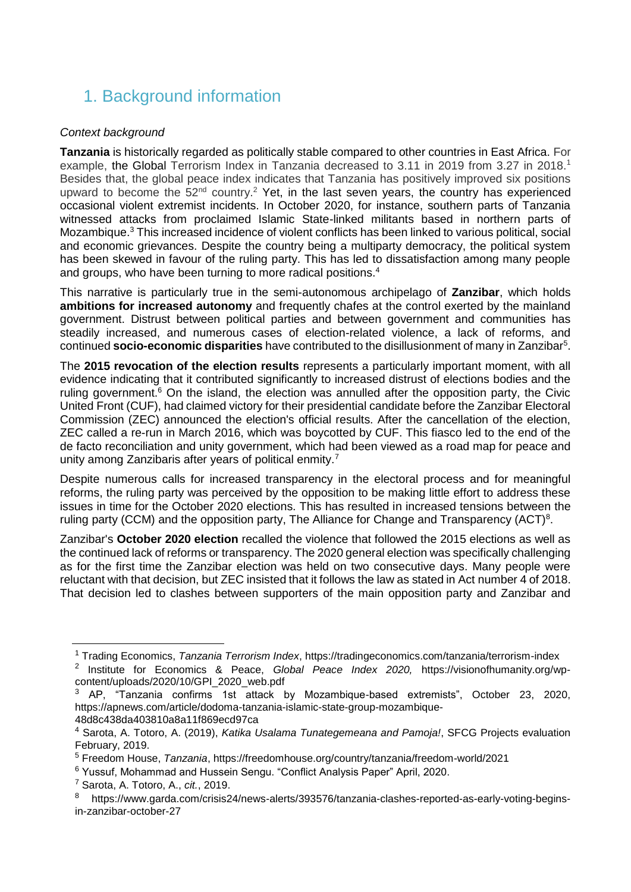# 1. Background information

*Context background*

**Tanzania** is historically regarded as politically stable compared to other countries in East Africa. For example, the Global Terrorism Index in Tanzania decreased to 3.11 in 2019 from 3.27 in 2018.[1] Besides that, the global peace index indicates that Tanzania has positively improved six positions upward to become the 52nd country.[2] Yet, in the last seven years, the country has experienced occasional violent extremist incidents. In October 2020, for instance, southern parts of Tanzania witnessed attacks from proclaimed Islamic State-linked militants based in northern parts of Mozambique.[3] This increased incidence of violent conflicts has been linked to various political, social and economic grievances. Despite the country being a multiparty democracy, the political system has been skewed in favour of the ruling party. This has led to dissatisfaction among many people and groups, who have been turning to more radical positions.[4]

This narrative is particularly true in the semi-autonomous archipelago of **Zanzibar**, which holds **ambitions for increased autonomy** and frequently chafes at the control exerted by the mainland government. Distrust between political parties and between government and communities has steadily increased, and numerous cases of election-related violence, a lack of reforms, and continued **socio-economic disparities** have contributed to the disillusionment of many in Zanzibar[5].

The **2015 revocation of the election results** represents a particularly important moment, with all evidence indicating that it contributed significantly to increased distrust of elections bodies and the ruling government.[6] On the island, the election was annulled after the opposition party, the Civic United Front (CUF), had claimed victory for their presidential candidate before the Zanzibar Electoral Commission (ZEC) announced the election's official results. After the cancellation of the election, ZEC called a re-run in March 2016, which was boycotted by CUF. This fiasco led to the end of the de facto reconciliation and unity government, which had been viewed as a road map for peace and unity among Zanzibaris after years of political enmity.[7]

Despite numerous calls for increased transparency in the electoral process and for meaningful reforms, the ruling party was perceived by the opposition to be making little effort to address these issues in time for the October 2020 elections. This has resulted in increased tensions between the ruling party (CCM) and the opposition party, The Alliance for Change and Transparency (ACT)[8].

Zanzibar's **October 2020 election** recalled the violence that followed the 2015 elections as well as the continued lack of reforms or transparency. The 2020 general election was specifically challenging as for the first time the Zanzibar election was held on two consecutive days. Many people were reluctant with that decision, but ZEC insisted that it follows the law as stated in Act number 4 of 2018. That decision led to clashes between supporters of the main opposition party and Zanzibar and

---

[1] Trading Economics, *Tanzania Terrorism Index*, https://tradingeconomics.com/tanzania/terrorism-index

[2] Institute for Economics & Peace, *Global Peace Index 2020,* https://visionofhumanity.org/wp-content/uploads/2020/10/GPI_2020_web.pdf

[3] AP, "Tanzania confirms 1st attack by Mozambique-based extremists", October 23, 2020, https://apnews.com/article/dodoma-tanzania-islamic-state-group-mozambique-48d8c438da403810a8a11f869ecd97ca

[4] Sarota, A. Totoro, A. (2019), *Katika Usalama Tunategemeana and Pamoja!*, SFCG Projects evaluation February, 2019.

[5] Freedom House, *Tanzania*, https://freedomhouse.org/country/tanzania/freedom-world/2021

[6] Yussuf, Mohammad and Hussein Sengu. "Conflict Analysis Paper" April, 2020.

[7] Sarota, A. Totoro, A., *cit.*, 2019.

[8] https://www.garda.com/crisis24/news-alerts/393576/tanzania-clashes-reported-as-early-voting-begins-in-zanzibar-october-27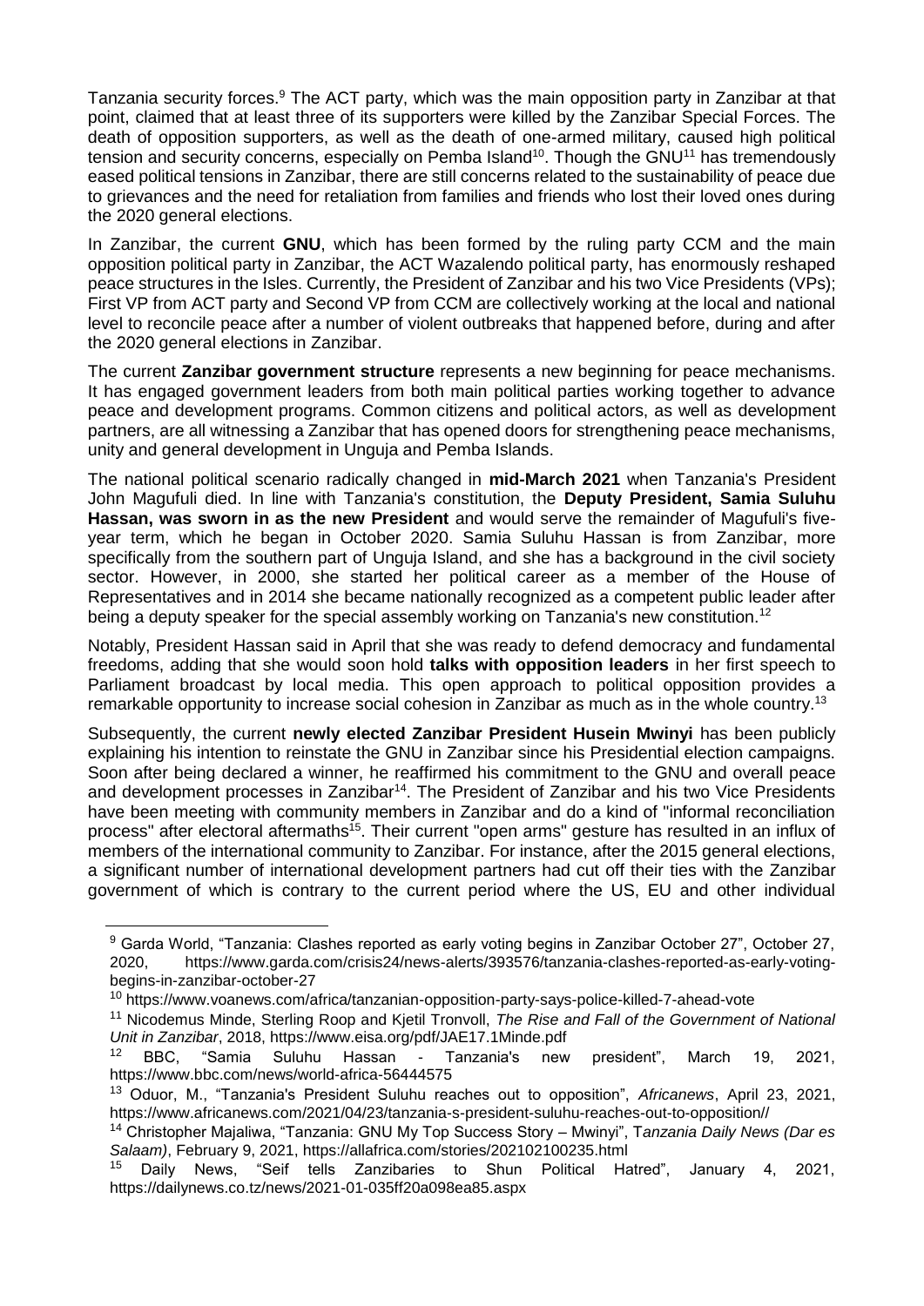Tanzania security forces.[9] The ACT party, which was the main opposition party in Zanzibar at that point, claimed that at least three of its supporters were killed by the Zanzibar Special Forces. The death of opposition supporters, as well as the death of one-armed military, caused high political tension and security concerns, especially on Pemba Island[10]. Though the GNU[11] has tremendously eased political tensions in Zanzibar, there are still concerns related to the sustainability of peace due to grievances and the need for retaliation from families and friends who lost their loved ones during the 2020 general elections.

In Zanzibar, the current **GNU**, which has been formed by the ruling party CCM and the main opposition political party in Zanzibar, the ACT Wazalendo political party, has enormously reshaped peace structures in the Isles. Currently, the President of Zanzibar and his two Vice Presidents (VPs); First VP from ACT party and Second VP from CCM are collectively working at the local and national level to reconcile peace after a number of violent outbreaks that happened before, during and after the 2020 general elections in Zanzibar.

The current **Zanzibar government structure** represents a new beginning for peace mechanisms. It has engaged government leaders from both main political parties working together to advance peace and development programs. Common citizens and political actors, as well as development partners, are all witnessing a Zanzibar that has opened doors for strengthening peace mechanisms, unity and general development in Unguja and Pemba Islands.

The national political scenario radically changed in **mid-March 2021** when Tanzania's President John Magufuli died. In line with Tanzania's constitution, the **Deputy President, Samia Suluhu Hassan, was sworn in as the new President** and would serve the remainder of Magufuli's five-year term, which he began in October 2020. Samia Suluhu Hassan is from Zanzibar, more specifically from the southern part of Unguja Island, and she has a background in the civil society sector. However, in 2000, she started her political career as a member of the House of Representatives and in 2014 she became nationally recognized as a competent public leader after being a deputy speaker for the special assembly working on Tanzania's new constitution.[12]

Notably, President Hassan said in April that she was ready to defend democracy and fundamental freedoms, adding that she would soon hold **talks with opposition leaders** in her first speech to Parliament broadcast by local media. This open approach to political opposition provides a remarkable opportunity to increase social cohesion in Zanzibar as much as in the whole country.[13]

Subsequently, the current **newly elected Zanzibar President Husein Mwinyi** has been publicly explaining his intention to reinstate the GNU in Zanzibar since his Presidential election campaigns. Soon after being declared a winner, he reaffirmed his commitment to the GNU and overall peace and development processes in Zanzibar[14]. The President of Zanzibar and his two Vice Presidents have been meeting with community members in Zanzibar and do a kind of "informal reconciliation process" after electoral aftermaths[15]. Their current "open arms" gesture has resulted in an influx of members of the international community to Zanzibar. For instance, after the 2015 general elections, a significant number of international development partners had cut off their ties with the Zanzibar government of which is contrary to the current period where the US, EU and other individual

---

[9] Garda World, "Tanzania: Clashes reported as early voting begins in Zanzibar October 27", October 27, 2020, https://www.garda.com/crisis24/news-alerts/393576/tanzania-clashes-reported-as-early-voting-begins-in-zanzibar-october-27

[10] https://www.voanews.com/africa/tanzanian-opposition-party-says-police-killed-7-ahead-vote

[11] Nicodemus Minde, Sterling Roop and Kjetil Tronvoll, *The Rise and Fall of the Government of National Unit in Zanzibar*, 2018, https://www.eisa.org/pdf/JAE17.1Minde.pdf

[12] BBC, "Samia Suluhu Hassan - Tanzania's new president", March 19, 2021, https://www.bbc.com/news/world-africa-56444575

[13] Oduor, M., "Tanzania's President Suluhu reaches out to opposition", *Africanews*, April 23, 2021, https://www.africanews.com/2021/04/23/tanzania-s-president-suluhu-reaches-out-to-opposition//

[14] Christopher Majaliwa, "Tanzania: GNU My Top Success Story – Mwinyi", T*anzania Daily News (Dar es Salaam)*, February 9, 2021, https://allafrica.com/stories/202102100235.html

[15] Daily News, "Seif tells Zanzibaries to Shun Political Hatred", January 4, 2021, https://dailynews.co.tz/news/2021-01-035ff20a098ea85.aspx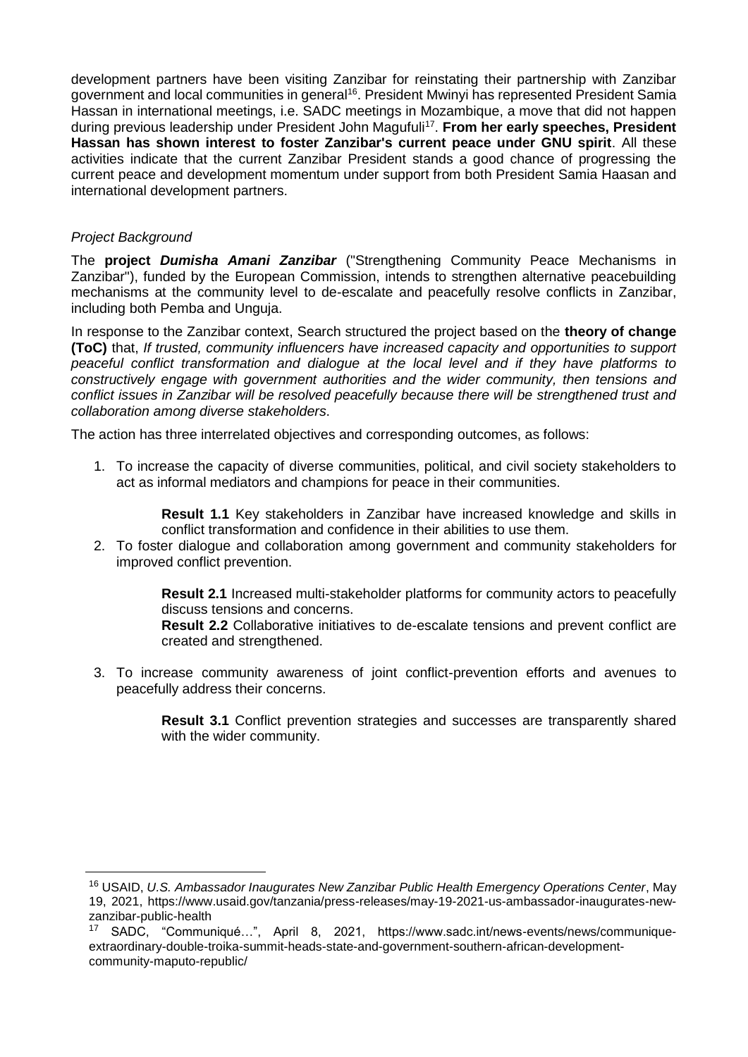development partners have been visiting Zanzibar for reinstating their partnership with Zanzibar government and local communities in general[16]. President Mwinyi has represented President Samia Hassan in international meetings, i.e. SADC meetings in Mozambique, a move that did not happen during previous leadership under President John Magufuli[17]. **From her early speeches, President Hassan has shown interest to foster Zanzibar's current peace under GNU spirit**. All these activities indicate that the current Zanzibar President stands a good chance of progressing the current peace and development momentum under support from both President Samia Haasan and international development partners.

*Project Background*

The **project *Dumisha Amani Zanzibar*** ("Strengthening Community Peace Mechanisms in Zanzibar"), funded by the European Commission, intends to strengthen alternative peacebuilding mechanisms at the community level to de-escalate and peacefully resolve conflicts in Zanzibar, including both Pemba and Unguja.

In response to the Zanzibar context, Search structured the project based on the **theory of change (ToC)** that, *If trusted, community influencers have increased capacity and opportunities to support peaceful conflict transformation and dialogue at the local level and if they have platforms to constructively engage with government authorities and the wider community, then tensions and conflict issues in Zanzibar will be resolved peacefully because there will be strengthened trust and collaboration among diverse stakeholders*.

The action has three interrelated objectives and corresponding outcomes, as follows:

1. To increase the capacity of diverse communities, political, and civil society stakeholders to act as informal mediators and champions for peace in their communities.

   **Result 1.1** Key stakeholders in Zanzibar have increased knowledge and skills in conflict transformation and confidence in their abilities to use them.

2. To foster dialogue and collaboration among government and community stakeholders for improved conflict prevention.

   **Result 2.1** Increased multi-stakeholder platforms for community actors to peacefully discuss tensions and concerns.

   **Result 2.2** Collaborative initiatives to de-escalate tensions and prevent conflict are created and strengthened.

3. To increase community awareness of joint conflict-prevention efforts and avenues to peacefully address their concerns.

   **Result 3.1** Conflict prevention strategies and successes are transparently shared with the wider community.

---

[16] USAID, *U.S. Ambassador Inaugurates New Zanzibar Public Health Emergency Operations Center*, May 19, 2021, https://www.usaid.gov/tanzania/press-releases/may-19-2021-us-ambassador-inaugurates-new-zanzibar-public-health

[17] SADC, "Communiqué…", April 8, 2021, https://www.sadc.int/news-events/news/communique-extraordinary-double-troika-summit-heads-state-and-government-southern-african-development-community-maputo-republic/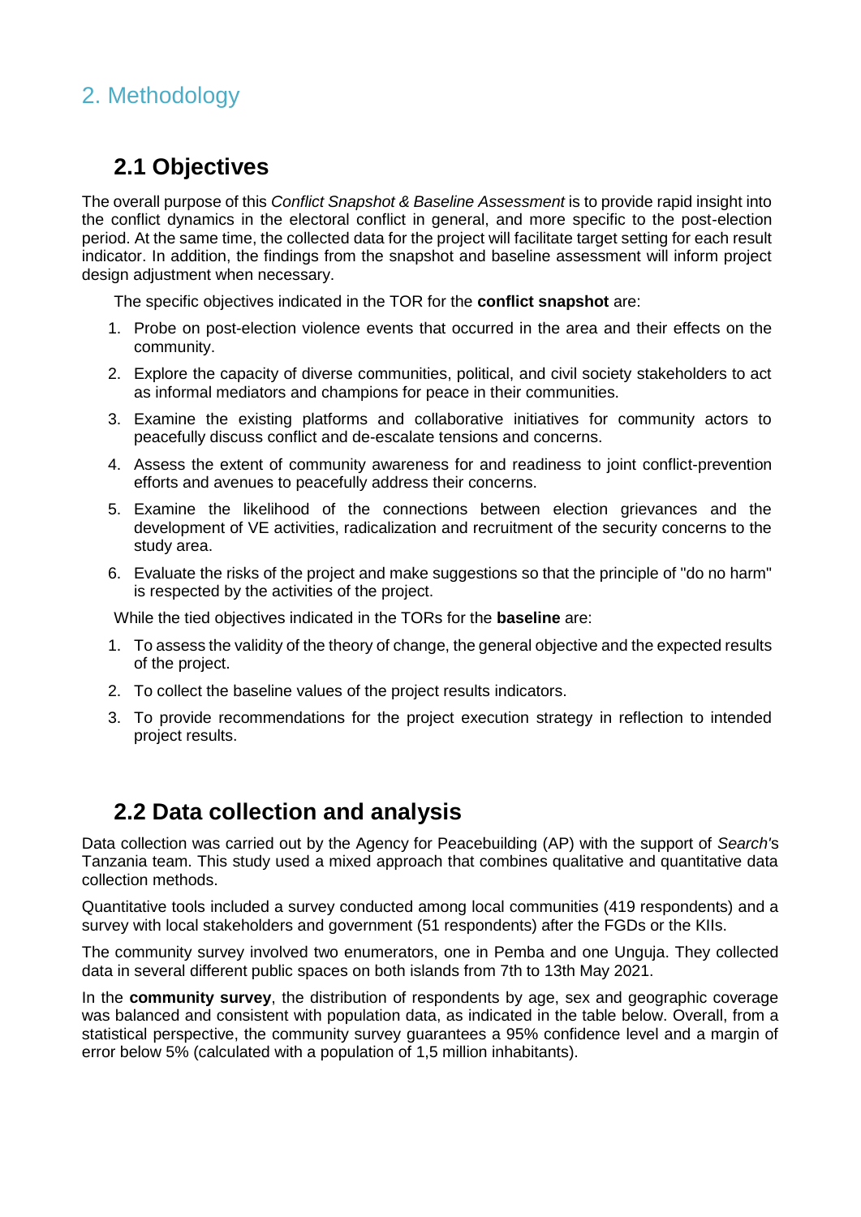# 2. Methodology

## 2.1 Objectives

The overall purpose of this *Conflict Snapshot & Baseline Assessment* is to provide rapid insight into the conflict dynamics in the electoral conflict in general, and more specific to the post-election period. At the same time, the collected data for the project will facilitate target setting for each result indicator. In addition, the findings from the snapshot and baseline assessment will inform project design adjustment when necessary.

The specific objectives indicated in the TOR for the **conflict snapshot** are:

1. Probe on post-election violence events that occurred in the area and their effects on the community.
2. Explore the capacity of diverse communities, political, and civil society stakeholders to act as informal mediators and champions for peace in their communities.
3. Examine the existing platforms and collaborative initiatives for community actors to peacefully discuss conflict and de-escalate tensions and concerns.
4. Assess the extent of community awareness for and readiness to joint conflict-prevention efforts and avenues to peacefully address their concerns.
5. Examine the likelihood of the connections between election grievances and the development of VE activities, radicalization and recruitment of the security concerns to the study area.
6. Evaluate the risks of the project and make suggestions so that the principle of "do no harm" is respected by the activities of the project.

While the tied objectives indicated in the TORs for the **baseline** are:

1. To assess the validity of the theory of change, the general objective and the expected results of the project.
2. To collect the baseline values of the project results indicators.
3. To provide recommendations for the project execution strategy in reflection to intended project results.

## 2.2 Data collection and analysis

Data collection was carried out by the Agency for Peacebuilding (AP) with the support of *Search*'s Tanzania team. This study used a mixed approach that combines qualitative and quantitative data collection methods.

Quantitative tools included a survey conducted among local communities (419 respondents) and a survey with local stakeholders and government (51 respondents) after the FGDs or the KIIs.

The community survey involved two enumerators, one in Pemba and one Unguja. They collected data in several different public spaces on both islands from 7th to 13th May 2021.

In the **community survey**, the distribution of respondents by age, sex and geographic coverage was balanced and consistent with population data, as indicated in the table below. Overall, from a statistical perspective, the community survey guarantees a 95% confidence level and a margin of error below 5% (calculated with a population of 1,5 million inhabitants).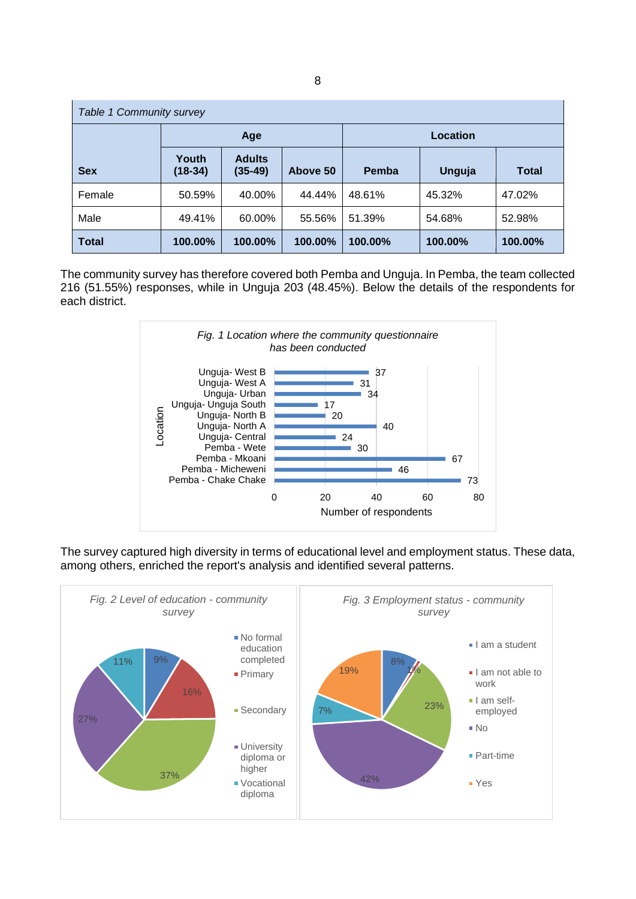*Table 1 Community survey*

| Sex | Age | | | Location | | |
|---|---|---|---|---|---|---|
| | Youth (18-34) | Adults (35-49) | Above 50 | Pemba | Unguja | Total |
| Female | 50.59% | 40.00% | 44.44% | 48.61% | 45.32% | 47.02% |
| Male | 49.41% | 60.00% | 55.56% | 51.39% | 54.68% | 52.98% |
| **Total** | **100.00%** | **100.00%** | **100.00%** | **100.00%** | **100.00%** | **100.00%** |

The community survey has therefore covered both Pemba and Unguja. In Pemba, the team collected 216 (51.55%) responses, while in Unguja 203 (48.45%). Below the details of the respondents for each district.

*Fig. 1 Location where the community questionnaire has been conducted*

| Location | Number of respondents |
|---|---|
| Unguja- West B | 37 |
| Unguja- West A | 31 |
| Unguja- Urban | 34 |
| Unguja- Unguja South | 17 |
| Unguja- North B | 20 |
| Unguja- North A | 40 |
| Unguja- Central | 24 |
| Pemba - Wete | 30 |
| Pemba - Mkoani | 67 |
| Pemba - Micheweni | 46 |
| Pemba - Chake Chake | 73 |

The survey captured high diversity in terms of educational level and employment status. These data, among others, enriched the report's analysis and identified several patterns.

*Fig. 2 Level of education - community survey*

| Level of education | % |
|---|---|
| No formal education completed | 9% |
| Primary | 16% |
| Secondary | 37% |
| University diploma or higher | 27% |
| Vocational diploma | 11% |

*Fig. 3 Employment status - community survey*

| Employment status | % |
|---|---|
| I am a student | 8% |
| I am not able to work | 1% |
| I am self-employed | 23% |
| No | 42% |
| Part-time | 7% |
| Yes | 19% |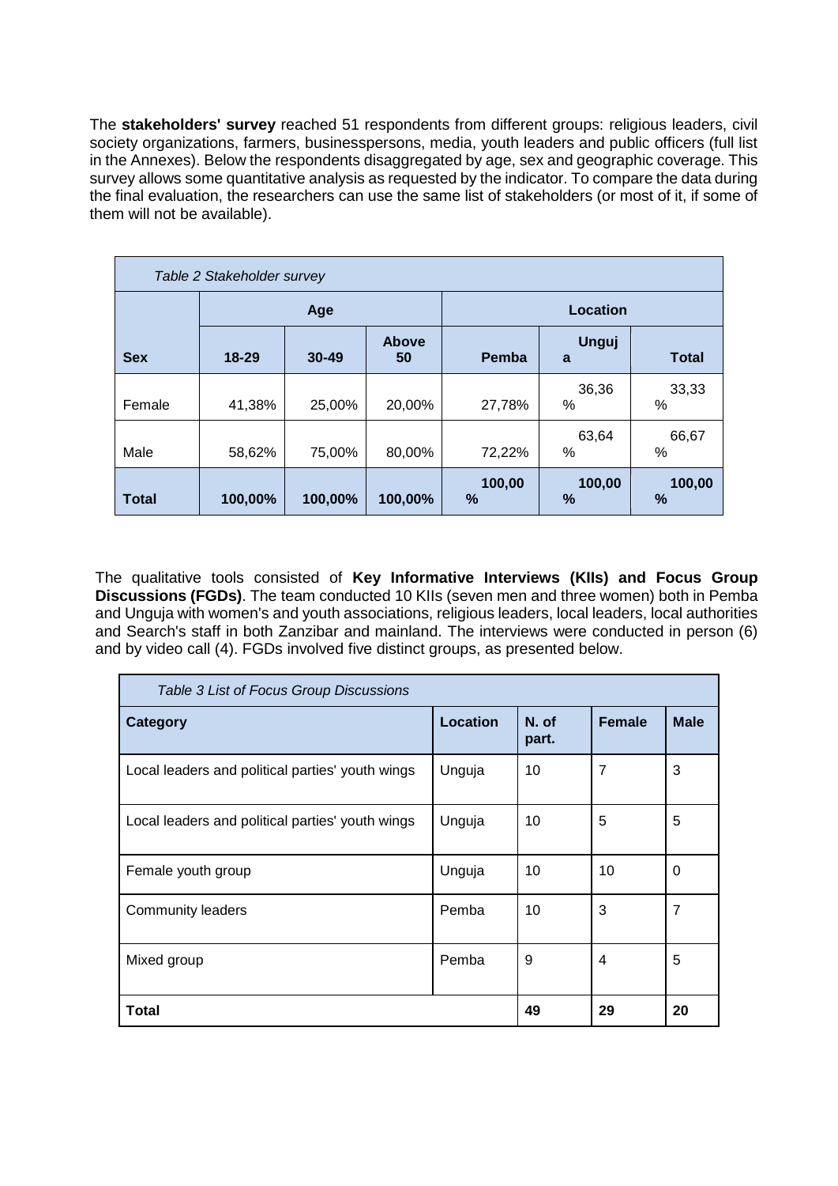The **stakeholders' survey** reached 51 respondents from different groups: religious leaders, civil society organizations, farmers, businesspersons, media, youth leaders and public officers (full list in the Annexes). Below the respondents disaggregated by age, sex and geographic coverage. This survey allows some quantitative analysis as requested by the indicator. To compare the data during the final evaluation, the researchers can use the same list of stakeholders (or most of it, if some of them will not be available).

*Table 2 Stakeholder survey*

| | Age | | | Location | | |
|---|---|---|---|---|---|---|
| **Sex** | **18-29** | **30-49** | **Above 50** | **Pemba** | **Unguja** | **Total** |
| Female | 41,38% | 25,00% | 20,00% | 27,78% | 36,36 % | 33,33 % |
| Male | 58,62% | 75,00% | 80,00% | 72,22% | 63,64 % | 66,67 % |
| **Total** | **100,00%** | **100,00%** | **100,00%** | **100,00 %** | **100,00 %** | **100,00 %** |

The qualitative tools consisted of **Key Informative Interviews (KIIs) and Focus Group Discussions (FGDs)**. The team conducted 10 KIIs (seven men and three women) both in Pemba and Unguja with women's and youth associations, religious leaders, local leaders, local authorities and Search's staff in both Zanzibar and mainland. The interviews were conducted in person (6) and by video call (4). FGDs involved five distinct groups, as presented below.

*Table 3 List of Focus Group Discussions*

| **Category** | **Location** | **N. of part.** | **Female** | **Male** |
|---|---|---|---|---|
| Local leaders and political parties' youth wings | Unguja | 10 | 7 | 3 |
| Local leaders and political parties' youth wings | Unguja | 10 | 5 | 5 |
| Female youth group | Unguja | 10 | 10 | 0 |
| Community leaders | Pemba | 10 | 3 | 7 |
| Mixed group | Pemba | 9 | 4 | 5 |
| **Total** | | **49** | **29** | **20** |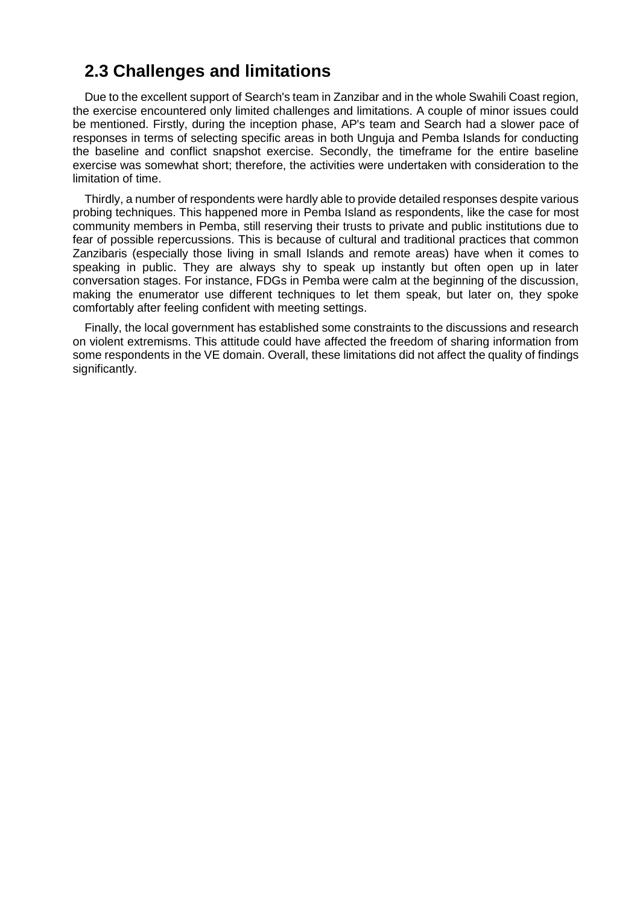## 2.3 Challenges and limitations

Due to the excellent support of Search's team in Zanzibar and in the whole Swahili Coast region, the exercise encountered only limited challenges and limitations. A couple of minor issues could be mentioned. Firstly, during the inception phase, AP's team and Search had a slower pace of responses in terms of selecting specific areas in both Unguja and Pemba Islands for conducting the baseline and conflict snapshot exercise. Secondly, the timeframe for the entire baseline exercise was somewhat short; therefore, the activities were undertaken with consideration to the limitation of time.

Thirdly, a number of respondents were hardly able to provide detailed responses despite various probing techniques. This happened more in Pemba Island as respondents, like the case for most community members in Pemba, still reserving their trusts to private and public institutions due to fear of possible repercussions. This is because of cultural and traditional practices that common Zanzibaris (especially those living in small Islands and remote areas) have when it comes to speaking in public. They are always shy to speak up instantly but often open up in later conversation stages. For instance, FDGs in Pemba were calm at the beginning of the discussion, making the enumerator use different techniques to let them speak, but later on, they spoke comfortably after feeling confident with meeting settings.

Finally, the local government has established some constraints to the discussions and research on violent extremisms. This attitude could have affected the freedom of sharing information from some respondents in the VE domain. Overall, these limitations did not affect the quality of findings significantly.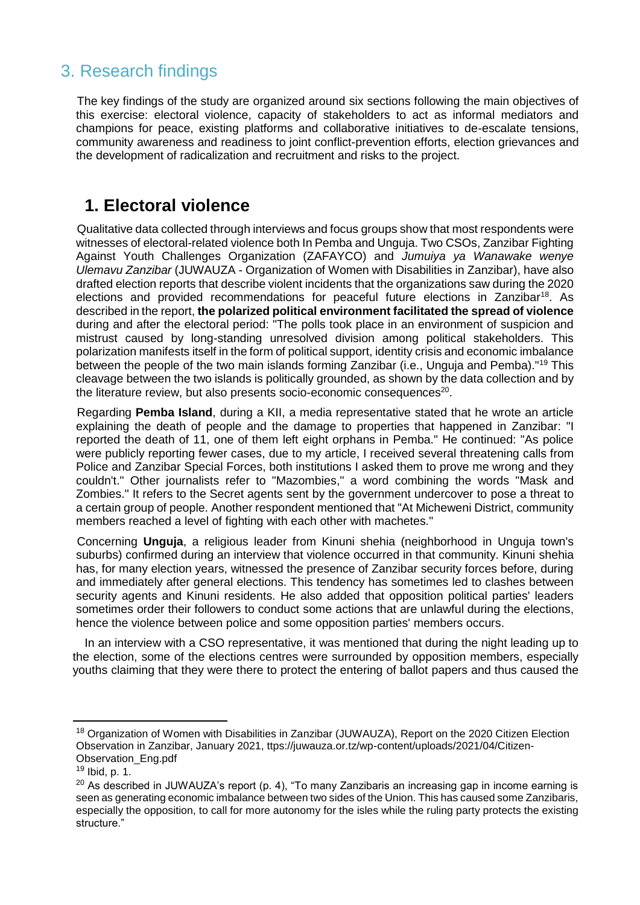## 3. Research findings

The key findings of the study are organized around six sections following the main objectives of this exercise: electoral violence, capacity of stakeholders to act as informal mediators and champions for peace, existing platforms and collaborative initiatives to de-escalate tensions, community awareness and readiness to joint conflict-prevention efforts, election grievances and the development of radicalization and recruitment and risks to the project.

### 1. Electoral violence

Qualitative data collected through interviews and focus groups show that most respondents were witnesses of electoral-related violence both In Pemba and Unguja. Two CSOs, Zanzibar Fighting Against Youth Challenges Organization (ZAFAYCO) and *Jumuiya ya Wanawake wenye Ulemavu Zanzibar* (JUWAUZA - Organization of Women with Disabilities in Zanzibar), have also drafted election reports that describe violent incidents that the organizations saw during the 2020 elections and provided recommendations for peaceful future elections in Zanzibar[18]. As described in the report, **the polarized political environment facilitated the spread of violence** during and after the electoral period: "The polls took place in an environment of suspicion and mistrust caused by long-standing unresolved division among political stakeholders. This polarization manifests itself in the form of political support, identity crisis and economic imbalance between the people of the two main islands forming Zanzibar (i.e., Unguja and Pemba)."[19] This cleavage between the two islands is politically grounded, as shown by the data collection and by the literature review, but also presents socio-economic consequences[20].

Regarding **Pemba Island**, during a KII, a media representative stated that he wrote an article explaining the death of people and the damage to properties that happened in Zanzibar: "I reported the death of 11, one of them left eight orphans in Pemba." He continued: "As police were publicly reporting fewer cases, due to my article, I received several threatening calls from Police and Zanzibar Special Forces, both institutions I asked them to prove me wrong and they couldn't." Other journalists refer to "Mazombies," a word combining the words "Mask and Zombies." It refers to the Secret agents sent by the government undercover to pose a threat to a certain group of people. Another respondent mentioned that "At Micheweni District, community members reached a level of fighting with each other with machetes."

Concerning **Unguja**, a religious leader from Kinuni shehia (neighborhood in Unguja town's suburbs) confirmed during an interview that violence occurred in that community. Kinuni shehia has, for many election years, witnessed the presence of Zanzibar security forces before, during and immediately after general elections. This tendency has sometimes led to clashes between security agents and Kinuni residents. He also added that opposition political parties' leaders sometimes order their followers to conduct some actions that are unlawful during the elections, hence the violence between police and some opposition parties' members occurs.

In an interview with a CSO representative, it was mentioned that during the night leading up to the election, some of the elections centres were surrounded by opposition members, especially youths claiming that they were there to protect the entering of ballot papers and thus caused the

---

[18] Organization of Women with Disabilities in Zanzibar (JUWAUZA), Report on the 2020 Citizen Election Observation in Zanzibar, January 2021, ttps://juwauza.or.tz/wp-content/uploads/2021/04/Citizen-Observation_Eng.pdf

[19] Ibid, p. 1.

[20] As described in JUWAUZA's report (p. 4), "To many Zanzibaris an increasing gap in income earning is seen as generating economic imbalance between two sides of the Union. This has caused some Zanzibaris, especially the opposition, to call for more autonomy for the isles while the ruling party protects the existing structure."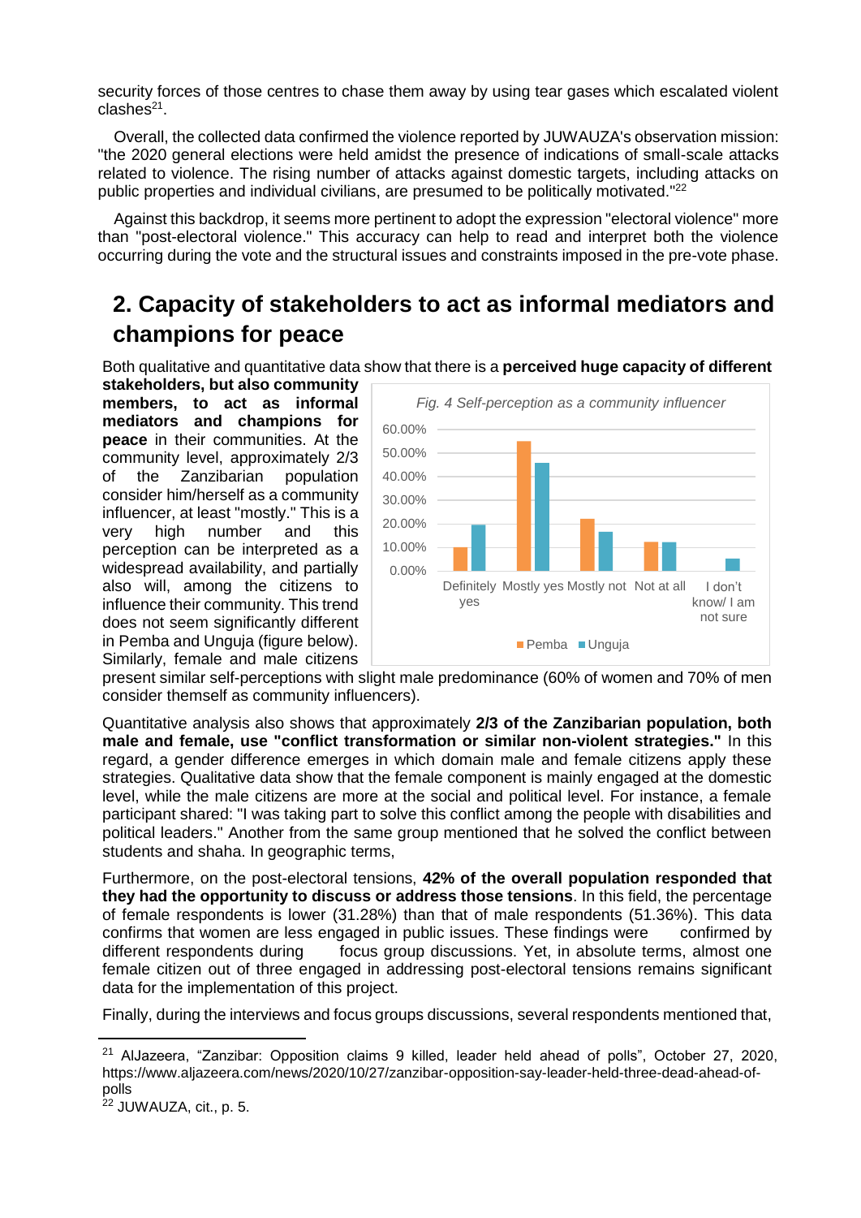security forces of those centres to chase them away by using tear gases which escalated violent clashes[21].

Overall, the collected data confirmed the violence reported by JUWAUZA's observation mission: "the 2020 general elections were held amidst the presence of indications of small-scale attacks related to violence. The rising number of attacks against domestic targets, including attacks on public properties and individual civilians, are presumed to be politically motivated."[22]

Against this backdrop, it seems more pertinent to adopt the expression "electoral violence" more than "post-electoral violence." This accuracy can help to read and interpret both the violence occurring during the vote and the structural issues and constraints imposed in the pre-vote phase.

## 2. Capacity of stakeholders to act as informal mediators and champions for peace

Both qualitative and quantitative data show that there is a **perceived huge capacity of different stakeholders, but also community members, to act as informal mediators and champions for peace** in their communities. At the community level, approximately 2/3 of the Zanzibarian population consider him/herself as a community influencer, at least "mostly." This is a very high number and this perception can be interpreted as a widespread availability, and partially also will, among the citizens to influence their community. This trend does not seem significantly different in Pemba and Unguja (figure below). Similarly, female and male citizens present similar self-perceptions with slight male predominance (60% of women and 70% of men consider themself as community influencers).

*Fig. 4 Self-perception as a community influencer*

| | Definitely yes | Mostly yes | Mostly not | Not at all | I don't know/ I am not sure |
|---|---|---|---|---|---|
| Pemba | ~10% | ~55% | ~22% | ~12% | 0% |
| Unguja | ~19% | ~46% | ~16% | ~12% | ~5% |

Quantitative analysis also shows that approximately **2/3 of the Zanzibarian population, both male and female, use "conflict transformation or similar non-violent strategies."** In this regard, a gender difference emerges in which domain male and female citizens apply these strategies. Qualitative data show that the female component is mainly engaged at the domestic level, while the male citizens are more at the social and political level. For instance, a female participant shared: "I was taking part to solve this conflict among the people with disabilities and political leaders." Another from the same group mentioned that he solved the conflict between students and shaha. In geographic terms,

Furthermore, on the post-electoral tensions, **42% of the overall population responded that they had the opportunity to discuss or address those tensions**. In this field, the percentage of female respondents is lower (31.28%) than that of male respondents (51.36%). This data confirms that women are less engaged in public issues. These findings were confirmed by different respondents during focus group discussions. Yet, in absolute terms, almost one female citizen out of three engaged in addressing post-electoral tensions remains significant data for the implementation of this project.

Finally, during the interviews and focus groups discussions, several respondents mentioned that,

---

[21] AlJazeera, "Zanzibar: Opposition claims 9 killed, leader held ahead of polls", October 27, 2020, https://www.aljazeera.com/news/2020/10/27/zanzibar-opposition-say-leader-held-three-dead-ahead-of-polls

[22] JUWAUZA, cit., p. 5.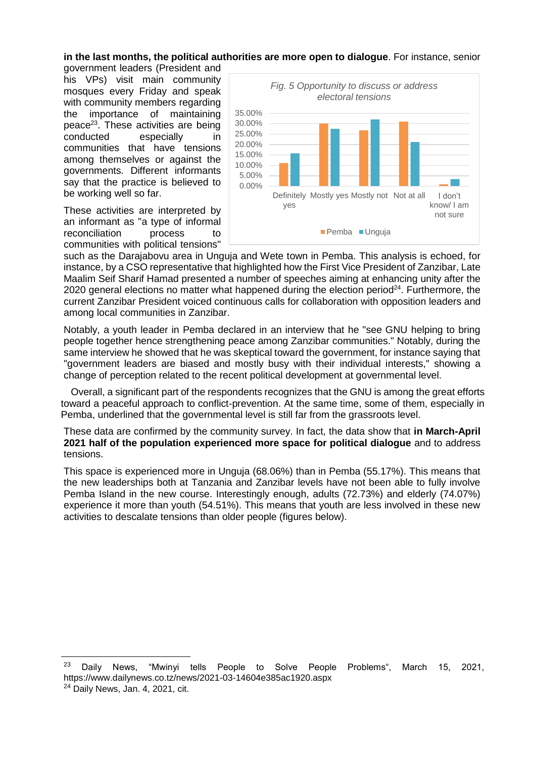**in the last months, the political authorities are more open to dialogue**. For instance, senior government leaders (President and his VPs) visit main community mosques every Friday and speak with community members regarding the importance of maintaining peace[23]. These activities are being conducted especially in communities that have tensions among themselves or against the governments. Different informants say that the practice is believed to be working well so far.

These activities are interpreted by an informant as "a type of informal reconciliation process to communities with political tensions" such as the Darajabovu area in Unguja and Wete town in Pemba. This analysis is echoed, for instance, by a CSO representative that highlighted how the First Vice President of Zanzibar, Late Maalim Seif Sharif Hamad presented a number of speeches aiming at enhancing unity after the 2020 general elections no matter what happened during the election period[24]. Furthermore, the current Zanzibar President voiced continuous calls for collaboration with opposition leaders and among local communities in Zanzibar.

*Fig. 5 Opportunity to discuss or address electoral tensions*

Notably, a youth leader in Pemba declared in an interview that he "see GNU helping to bring people together hence strengthening peace among Zanzibar communities." Notably, during the same interview he showed that he was skeptical toward the government, for instance saying that "government leaders are biased and mostly busy with their individual interests," showing a change of perception related to the recent political development at governmental level.

Overall, a significant part of the respondents recognizes that the GNU is among the great efforts toward a peaceful approach to conflict-prevention. At the same time, some of them, especially in Pemba, underlined that the governmental level is still far from the grassroots level.

These data are confirmed by the community survey. In fact, the data show that **in March-April 2021 half of the population experienced more space for political dialogue** and to address tensions.

This space is experienced more in Unguja (68.06%) than in Pemba (55.17%). This means that the new leaderships both at Tanzania and Zanzibar levels have not been able to fully involve Pemba Island in the new course. Interestingly enough, adults (72.73%) and elderly (74.07%) experience it more than youth (54.51%). This means that youth are less involved in these new activities to descalate tensions than older people (figures below).

---

[23] Daily News, "Mwinyi tells People to Solve People Problems", March 15, 2021, https://www.dailynews.co.tz/news/2021-03-14604e385ac1920.aspx

[24] Daily News, Jan. 4, 2021, cit.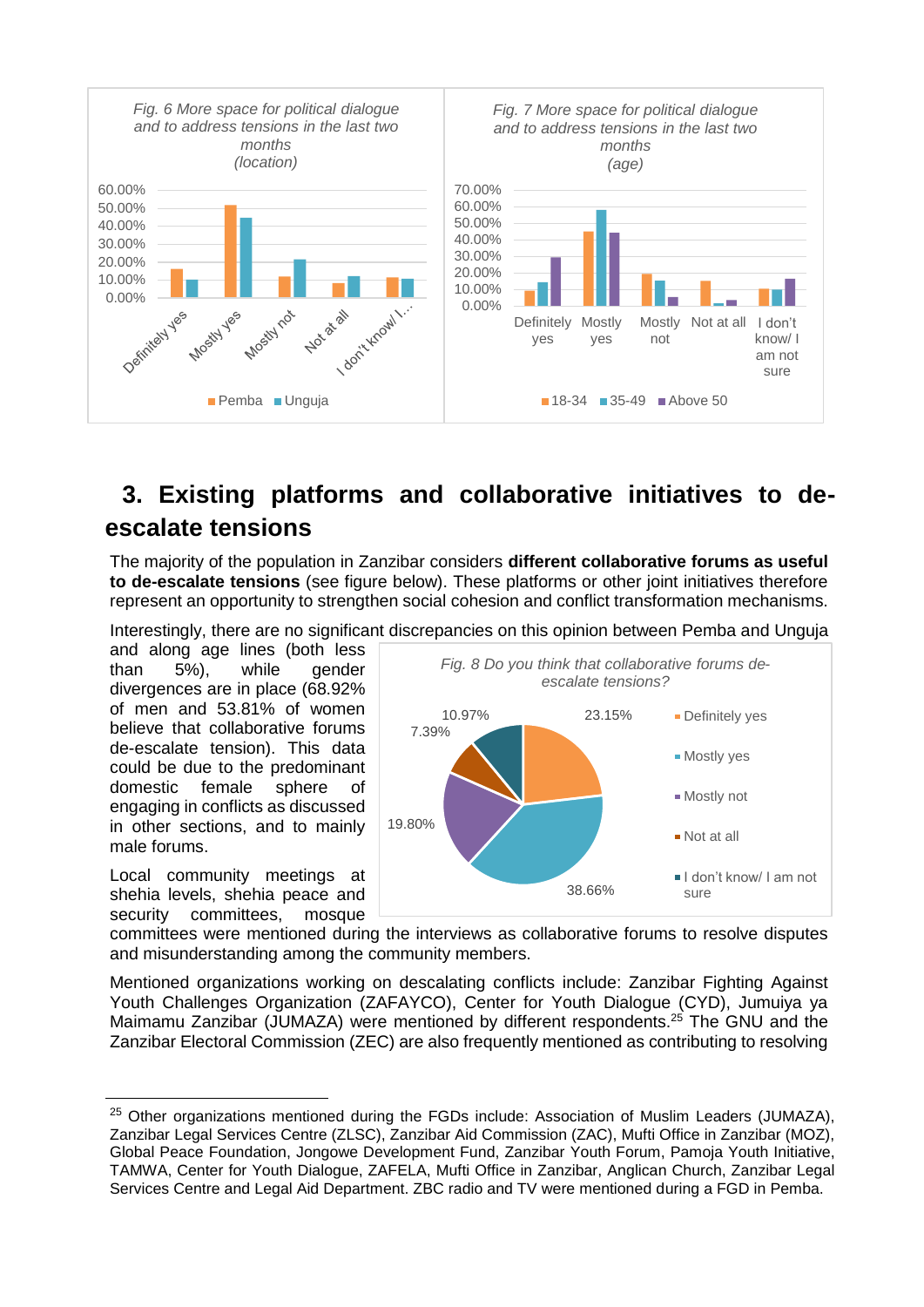*Fig. 6 More space for political dialogue and to address tensions in the last two months (location)*

*Fig. 7 More space for political dialogue and to address tensions in the last two months (age)*

## 3. Existing platforms and collaborative initiatives to de-escalate tensions

The majority of the population in Zanzibar considers **different collaborative forums as useful to de-escalate tensions** (see figure below). These platforms or other joint initiatives therefore represent an opportunity to strengthen social cohesion and conflict transformation mechanisms.

Interestingly, there are no significant discrepancies on this opinion between Pemba and Unguja and along age lines (both less than 5%), while gender divergences are in place (68.92% of men and 53.81% of women believe that collaborative forums de-escalate tension). This data could be due to the predominant domestic female sphere of engaging in conflicts as discussed in other sections, and to mainly male forums.

*Fig. 8 Do you think that collaborative forums de-escalate tensions?*

Local community meetings at shehia levels, shehia peace and security committees, mosque committees were mentioned during the interviews as collaborative forums to resolve disputes and misunderstanding among the community members.

Mentioned organizations working on descalating conflicts include: Zanzibar Fighting Against Youth Challenges Organization (ZAFAYCO), Center for Youth Dialogue (CYD), Jumuiya ya Maimamu Zanzibar (JUMAZA) were mentioned by different respondents.[25] The GNU and the Zanzibar Electoral Commission (ZEC) are also frequently mentioned as contributing to resolving

[25] Other organizations mentioned during the FGDs include: Association of Muslim Leaders (JUMAZA), Zanzibar Legal Services Centre (ZLSC), Zanzibar Aid Commission (ZAC), Mufti Office in Zanzibar (MOZ), Global Peace Foundation, Jongowe Development Fund, Zanzibar Youth Forum, Pamoja Youth Initiative, TAMWA, Center for Youth Dialogue, ZAFELA, Mufti Office in Zanzibar, Anglican Church, Zanzibar Legal Services Centre and Legal Aid Department. ZBC radio and TV were mentioned during a FGD in Pemba.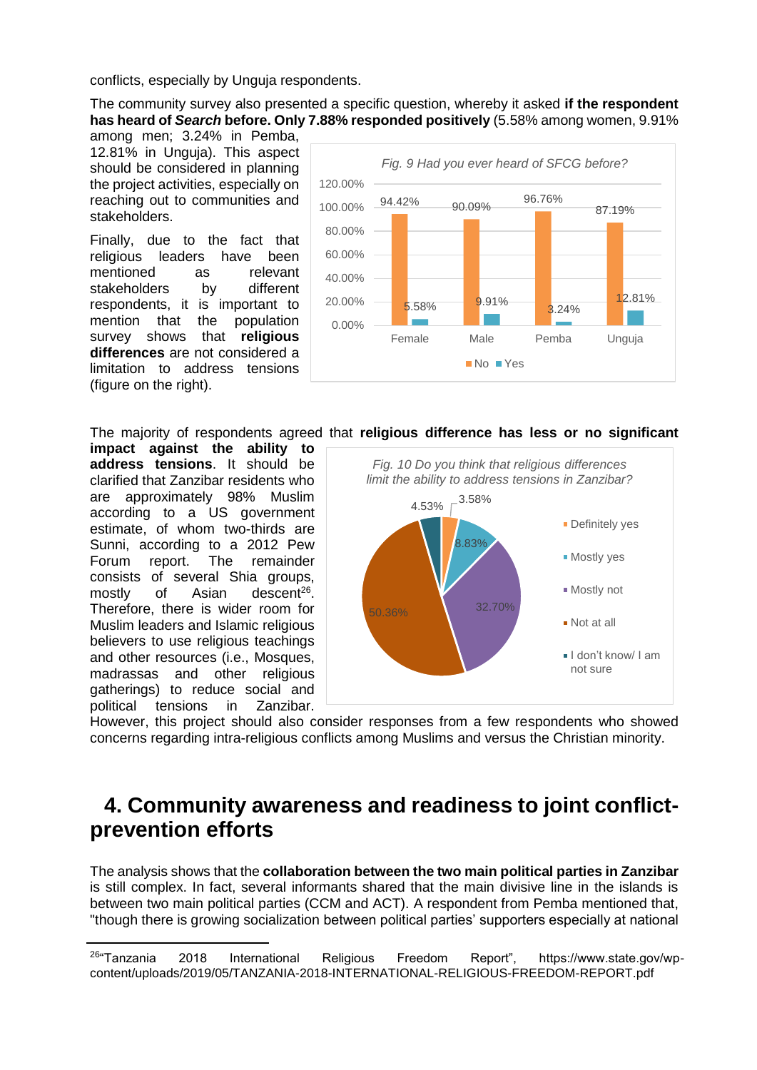conflicts, especially by Unguja respondents.

The community survey also presented a specific question, whereby it asked **if the respondent has heard of *Search* before. Only 7.88% responded positively** (5.58% among women, 9.91% among men; 3.24% in Pemba, 12.81% in Unguja). This aspect should be considered in planning the project activities, especially on reaching out to communities and stakeholders.

*Fig. 9 Had you ever heard of SFCG before?*

| | Female | Male | Pemba | Unguja |
|---|---|---|---|---|
| No | 94.42% | 90.09% | 96.76% | 87.19% |
| Yes | 5.58% | 9.91% | 3.24% | 12.81% |

Finally, due to the fact that religious leaders have been mentioned as relevant stakeholders by different respondents, it is important to mention that the population survey shows that **religious differences** are not considered a limitation to address tensions (figure on the right).

The majority of respondents agreed that **religious difference has less or no significant impact against the ability to address tensions**. It should be clarified that Zanzibar residents who are approximately 98% Muslim according to a US government estimate, of whom two-thirds are Sunni, according to a 2012 Pew Forum report. The remainder consists of several Shia groups, mostly of Asian descent[26]. Therefore, there is wider room for Muslim leaders and Islamic religious believers to use religious teachings and other resources (i.e., Mosques, madrassas and other religious gatherings) to reduce social and political tensions in Zanzibar. However, this project should also consider responses from a few respondents who showed concerns regarding intra-religious conflicts among Muslims and versus the Christian minority.

*Fig. 10 Do you think that religious differences limit the ability to address tensions in Zanzibar?*

| Response | Percentage |
|---|---|
| Definitely yes | 3.58% |
| Mostly yes | 8.83% |
| Mostly not | 32.70% |
| Not at all | 50.36% |
| I don't know/ I am not sure | 4.53% |

# 4. Community awareness and readiness to joint conflict-prevention efforts

The analysis shows that the **collaboration between the two main political parties in Zanzibar** is still complex. In fact, several informants shared that the main divisive line in the islands is between two main political parties (CCM and ACT). A respondent from Pemba mentioned that, "though there is growing socialization between political parties' supporters especially at national

[26] "Tanzania 2018 International Religious Freedom Report", https://www.state.gov/wp-content/uploads/2019/05/TANZANIA-2018-INTERNATIONAL-RELIGIOUS-FREEDOM-REPORT.pdf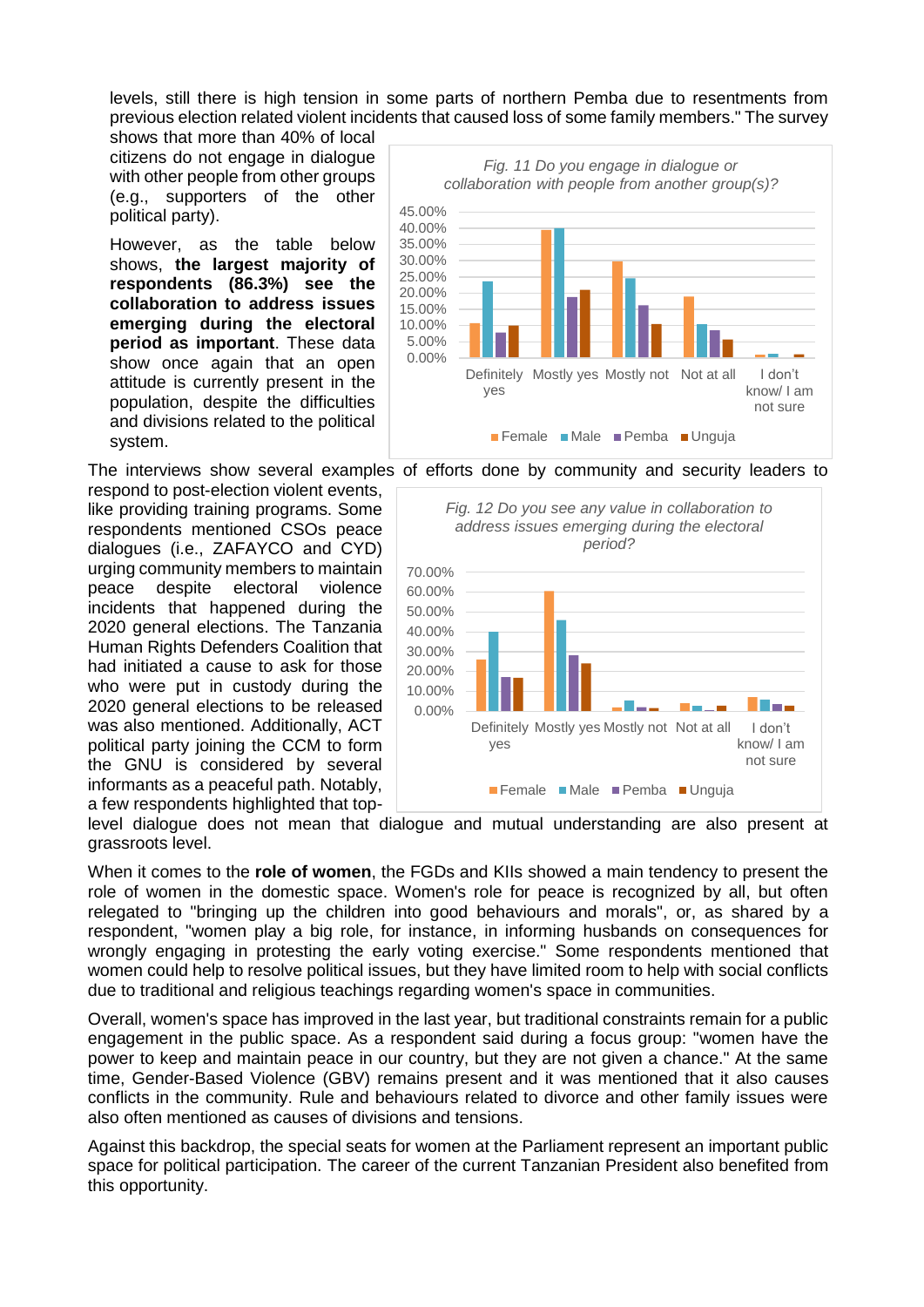levels, still there is high tension in some parts of northern Pemba due to resentments from previous election related violent incidents that caused loss of some family members." The survey shows that more than 40% of local citizens do not engage in dialogue with other people from other groups (e.g., supporters of the other political party).

However, as the table below shows, **the largest majority of respondents (86.3%) see the collaboration to address issues emerging during the electoral period as important**. These data show once again that an open attitude is currently present in the population, despite the difficulties and divisions related to the political system.

*Fig. 11 Do you engage in dialogue or collaboration with people from another group(s)?*

*Fig. 12 Do you see any value in collaboration to address issues emerging during the electoral period?*

The interviews show several examples of efforts done by community and security leaders to respond to post-election violent events, like providing training programs. Some respondents mentioned CSOs peace dialogues (i.e., ZAFAYCO and CYD) urging community members to maintain peace despite electoral violence incidents that happened during the 2020 general elections. The Tanzania Human Rights Defenders Coalition that had initiated a cause to ask for those who were put in custody during the 2020 general elections to be released was also mentioned. Additionally, ACT political party joining the CCM to form the GNU is considered by several informants as a peaceful path. Notably, a few respondents highlighted that top-level dialogue does not mean that dialogue and mutual understanding are also present at grassroots level.

When it comes to the **role of women**, the FGDs and KIIs showed a main tendency to present the role of women in the domestic space. Women's role for peace is recognized by all, but often relegated to "bringing up the children into good behaviours and morals", or, as shared by a respondent, "women play a big role, for instance, in informing husbands on consequences for wrongly engaging in protesting the early voting exercise." Some respondents mentioned that women could help to resolve political issues, but they have limited room to help with social conflicts due to traditional and religious teachings regarding women's space in communities.

Overall, women's space has improved in the last year, but traditional constraints remain for a public engagement in the public space. As a respondent said during a focus group: "women have the power to keep and maintain peace in our country, but they are not given a chance." At the same time, Gender-Based Violence (GBV) remains present and it was mentioned that it also causes conflicts in the community. Rule and behaviours related to divorce and other family issues were also often mentioned as causes of divisions and tensions.

Against this backdrop, the special seats for women at the Parliament represent an important public space for political participation. The career of the current Tanzanian President also benefited from this opportunity.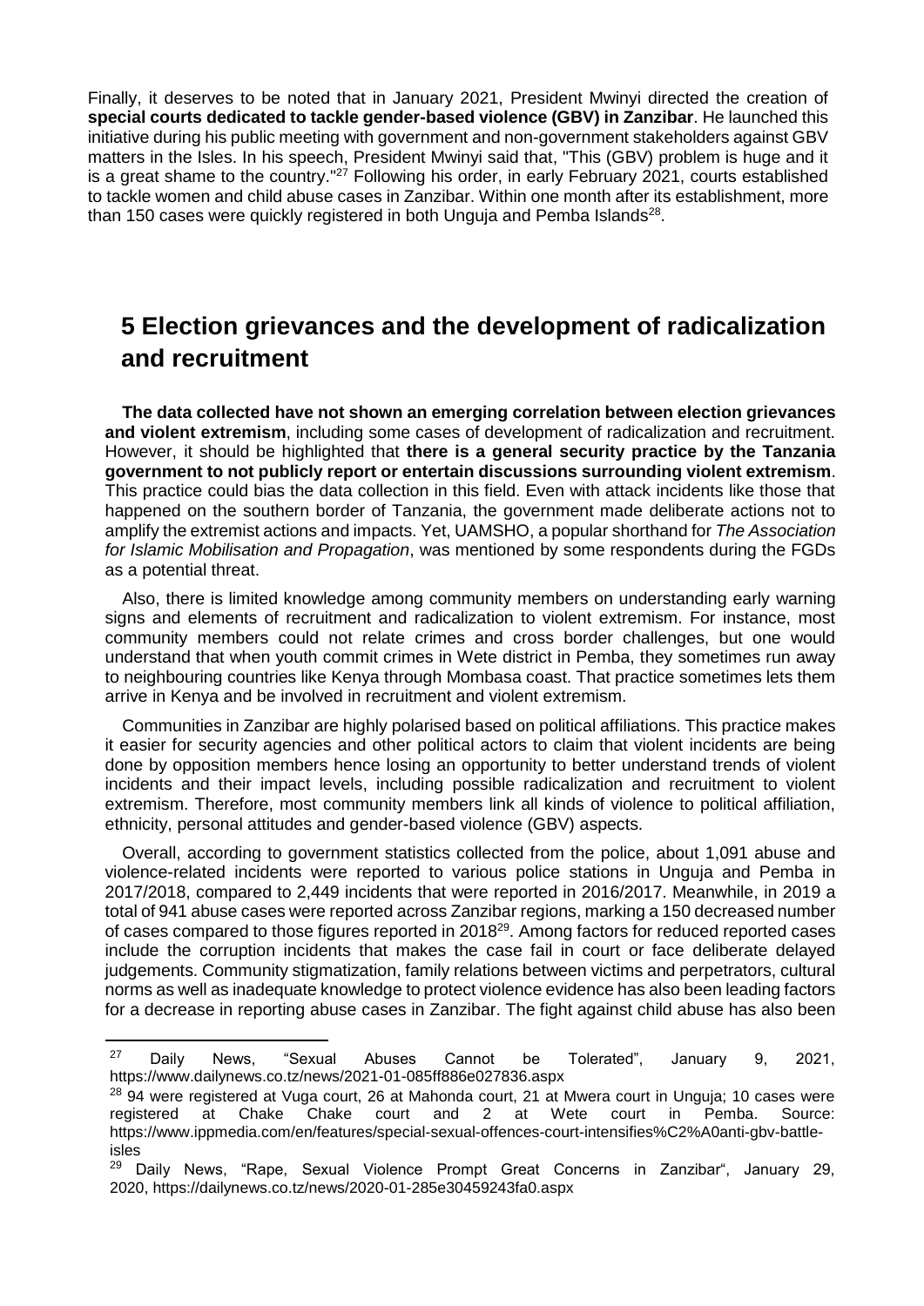Finally, it deserves to be noted that in January 2021, President Mwinyi directed the creation of **special courts dedicated to tackle gender-based violence (GBV) in Zanzibar**. He launched this initiative during his public meeting with government and non-government stakeholders against GBV matters in the Isles. In his speech, President Mwinyi said that, "This (GBV) problem is huge and it is a great shame to the country."[27] Following his order, in early February 2021, courts established to tackle women and child abuse cases in Zanzibar. Within one month after its establishment, more than 150 cases were quickly registered in both Unguja and Pemba Islands[28].

# 5 Election grievances and the development of radicalization and recruitment

**The data collected have not shown an emerging correlation between election grievances and violent extremism**, including some cases of development of radicalization and recruitment. However, it should be highlighted that **there is a general security practice by the Tanzania government to not publicly report or entertain discussions surrounding violent extremism**. This practice could bias the data collection in this field. Even with attack incidents like those that happened on the southern border of Tanzania, the government made deliberate actions not to amplify the extremist actions and impacts. Yet, UAMSHO, a popular shorthand for *The Association for Islamic Mobilisation and Propagation*, was mentioned by some respondents during the FGDs as a potential threat.

Also, there is limited knowledge among community members on understanding early warning signs and elements of recruitment and radicalization to violent extremism. For instance, most community members could not relate crimes and cross border challenges, but one would understand that when youth commit crimes in Wete district in Pemba, they sometimes run away to neighbouring countries like Kenya through Mombasa coast. That practice sometimes lets them arrive in Kenya and be involved in recruitment and violent extremism.

Communities in Zanzibar are highly polarised based on political affiliations. This practice makes it easier for security agencies and other political actors to claim that violent incidents are being done by opposition members hence losing an opportunity to better understand trends of violent incidents and their impact levels, including possible radicalization and recruitment to violent extremism. Therefore, most community members link all kinds of violence to political affiliation, ethnicity, personal attitudes and gender-based violence (GBV) aspects.

Overall, according to government statistics collected from the police, about 1,091 abuse and violence-related incidents were reported to various police stations in Unguja and Pemba in 2017/2018, compared to 2,449 incidents that were reported in 2016/2017. Meanwhile, in 2019 a total of 941 abuse cases were reported across Zanzibar regions, marking a 150 decreased number of cases compared to those figures reported in 2018[29]. Among factors for reduced reported cases include the corruption incidents that makes the case fail in court or face deliberate delayed judgements. Community stigmatization, family relations between victims and perpetrators, cultural norms as well as inadequate knowledge to protect violence evidence has also been leading factors for a decrease in reporting abuse cases in Zanzibar. The fight against child abuse has also been

---

[27] Daily News, "Sexual Abuses Cannot be Tolerated", January 9, 2021, https://www.dailynews.co.tz/news/2021-01-085ff886e027836.aspx

[28] 94 were registered at Vuga court, 26 at Mahonda court, 21 at Mwera court in Unguja; 10 cases were registered at Chake Chake court and 2 at Wete court in Pemba. Source: https://www.ippmedia.com/en/features/special-sexual-offences-court-intensifies%C2%A0anti-gbv-battle-isles

[29] Daily News, "Rape, Sexual Violence Prompt Great Concerns in Zanzibar", January 29, 2020, https://dailynews.co.tz/news/2020-01-285e30459243fa0.aspx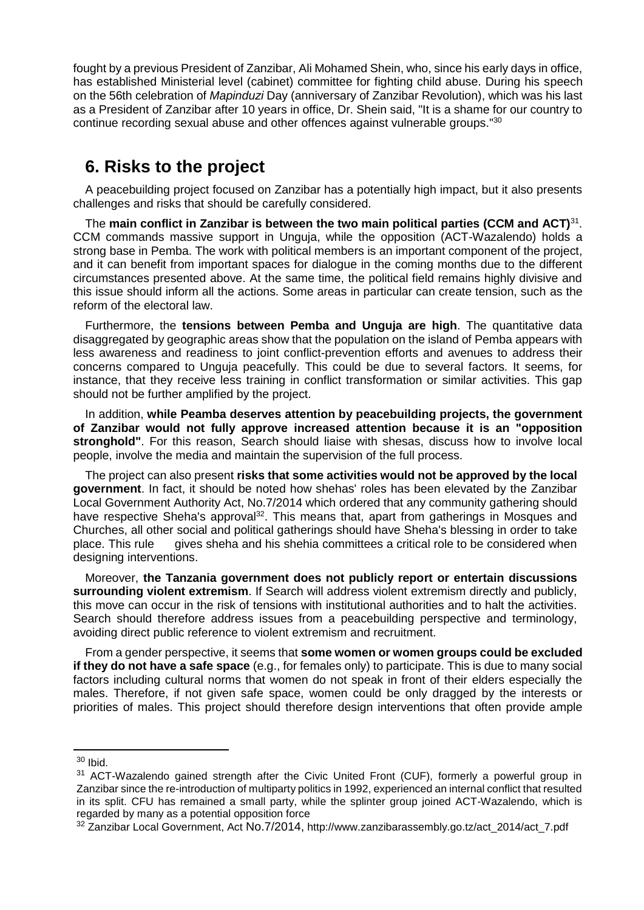fought by a previous President of Zanzibar, Ali Mohamed Shein, who, since his early days in office, has established Ministerial level (cabinet) committee for fighting child abuse. During his speech on the 56th celebration of *Mapinduzi* Day (anniversary of Zanzibar Revolution), which was his last as a President of Zanzibar after 10 years in office, Dr. Shein said, "It is a shame for our country to continue recording sexual abuse and other offences against vulnerable groups."[30]

## 6. Risks to the project

A peacebuilding project focused on Zanzibar has a potentially high impact, but it also presents challenges and risks that should be carefully considered.

The **main conflict in Zanzibar is between the two main political parties (CCM and ACT)**[31]. CCM commands massive support in Unguja, while the opposition (ACT-Wazalendo) holds a strong base in Pemba. The work with political members is an important component of the project, and it can benefit from important spaces for dialogue in the coming months due to the different circumstances presented above. At the same time, the political field remains highly divisive and this issue should inform all the actions. Some areas in particular can create tension, such as the reform of the electoral law.

Furthermore, the **tensions between Pemba and Unguja are high**. The quantitative data disaggregated by geographic areas show that the population on the island of Pemba appears with less awareness and readiness to joint conflict-prevention efforts and avenues to address their concerns compared to Unguja peacefully. This could be due to several factors. It seems, for instance, that they receive less training in conflict transformation or similar activities. This gap should not be further amplified by the project.

In addition, **while Peamba deserves attention by peacebuilding projects, the government of Zanzibar would not fully approve increased attention because it is an "opposition stronghold"**. For this reason, Search should liaise with shesas, discuss how to involve local people, involve the media and maintain the supervision of the full process.

The project can also present **risks that some activities would not be approved by the local government**. In fact, it should be noted how shehas' roles has been elevated by the Zanzibar Local Government Authority Act, No.7/2014 which ordered that any community gathering should have respective Sheha's approval[32]. This means that, apart from gatherings in Mosques and Churches, all other social and political gatherings should have Sheha's blessing in order to take place. This rule gives sheha and his shehia committees a critical role to be considered when designing interventions.

Moreover, **the Tanzania government does not publicly report or entertain discussions surrounding violent extremism**. If Search will address violent extremism directly and publicly, this move can occur in the risk of tensions with institutional authorities and to halt the activities. Search should therefore address issues from a peacebuilding perspective and terminology, avoiding direct public reference to violent extremism and recruitment.

From a gender perspective, it seems that **some women or women groups could be excluded if they do not have a safe space** (e.g., for females only) to participate. This is due to many social factors including cultural norms that women do not speak in front of their elders especially the males. Therefore, if not given safe space, women could be only dragged by the interests or priorities of males. This project should therefore design interventions that often provide ample

---

[30] Ibid.

[31] ACT-Wazalendo gained strength after the Civic United Front (CUF), formerly a powerful group in Zanzibar since the re-introduction of multiparty politics in 1992, experienced an internal conflict that resulted in its split. CFU has remained a small party, while the splinter group joined ACT-Wazalendo, which is regarded by many as a potential opposition force

[32] Zanzibar Local Government, Act No.7/2014, http://www.zanzibarassembly.go.tz/act_2014/act_7.pdf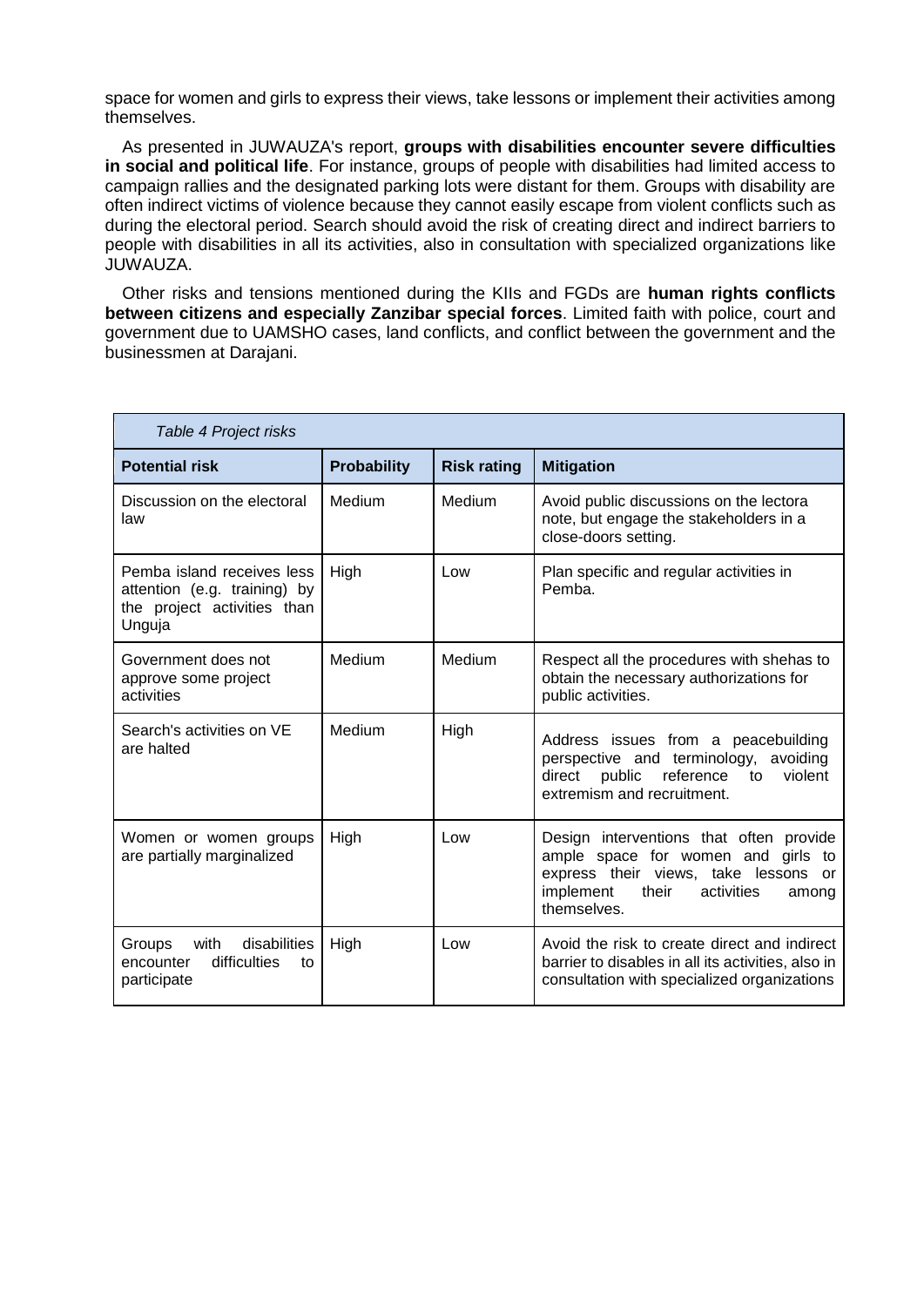space for women and girls to express their views, take lessons or implement their activities among themselves.

As presented in JUWAUZA's report, **groups with disabilities encounter severe difficulties in social and political life**. For instance, groups of people with disabilities had limited access to campaign rallies and the designated parking lots were distant for them. Groups with disability are often indirect victims of violence because they cannot easily escape from violent conflicts such as during the electoral period. Search should avoid the risk of creating direct and indirect barriers to people with disabilities in all its activities, also in consultation with specialized organizations like JUWAUZA.

Other risks and tensions mentioned during the KIIs and FGDs are **human rights conflicts between citizens and especially Zanzibar special forces**. Limited faith with police, court and government due to UAMSHO cases, land conflicts, and conflict between the government and the businessmen at Darajani.

*Table 4 Project risks*

| **Potential risk** | **Probability** | **Risk rating** | **Mitigation** |
|---|---|---|---|
| Discussion on the electoral law | Medium | Medium | Avoid public discussions on the lectora note, but engage the stakeholders in a close-doors setting. |
| Pemba island receives less attention (e.g. training) by the project activities than Unguja | High | Low | Plan specific and regular activities in Pemba. |
| Government does not approve some project activities | Medium | Medium | Respect all the procedures with shehas to obtain the necessary authorizations for public activities. |
| Search's activities on VE are halted | Medium | High | Address issues from a peacebuilding perspective and terminology, avoiding direct public reference to violent extremism and recruitment. |
| Women or women groups are partially marginalized | High | Low | Design interventions that often provide ample space for women and girls to express their views, take lessons or implement their activities among themselves. |
| Groups with disabilities encounter difficulties to participate | High | Low | Avoid the risk to create direct and indirect barrier to disables in all its activities, also in consultation with specialized organizations |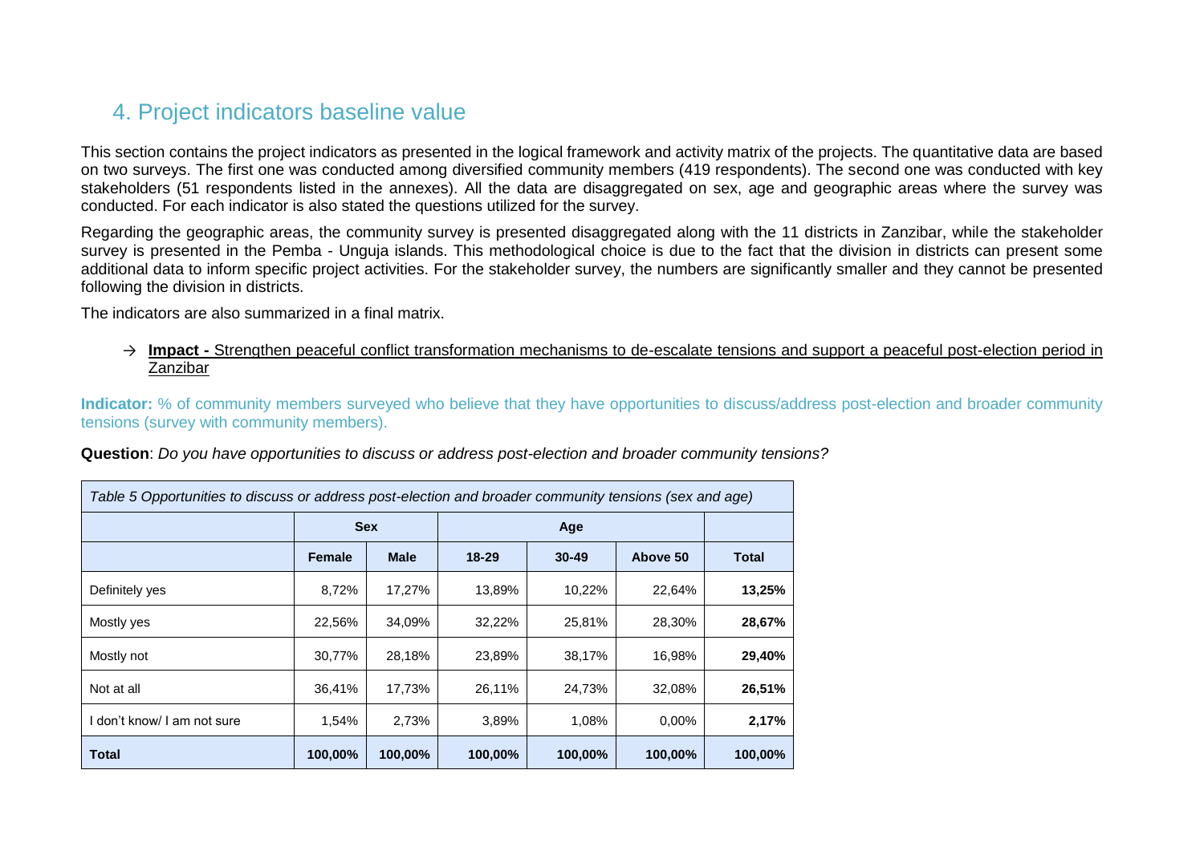## 4. Project indicators baseline value

This section contains the project indicators as presented in the logical framework and activity matrix of the projects. The quantitative data are based on two surveys. The first one was conducted among diversified community members (419 respondents). The second one was conducted with key stakeholders (51 respondents listed in the annexes). All the data are disaggregated on sex, age and geographic areas where the survey was conducted. For each indicator is also stated the questions utilized for the survey.

Regarding the geographic areas, the community survey is presented disaggregated along with the 11 districts in Zanzibar, while the stakeholder survey is presented in the Pemba - Unguja islands. This methodological choice is due to the fact that the division in districts can present some additional data to inform specific project activities. For the stakeholder survey, the numbers are significantly smaller and they cannot be presented following the division in districts.

The indicators are also summarized in a final matrix.

→ **Impact -** Strengthen peaceful conflict transformation mechanisms to de-escalate tensions and support a peaceful post-election period in Zanzibar

**Indicator:** % of community members surveyed who believe that they have opportunities to discuss/address post-election and broader community tensions (survey with community members).

**Question**: *Do you have opportunities to discuss or address post-election and broader community tensions?*

*Table 5 Opportunities to discuss or address post-election and broader community tensions (sex and age)*

| | Sex | | Age | | | |
|---|---|---|---|---|---|---|
| | **Female** | **Male** | **18-29** | **30-49** | **Above 50** | **Total** |
| Definitely yes | 8,72% | 17,27% | 13,89% | 10,22% | 22,64% | **13,25%** |
| Mostly yes | 22,56% | 34,09% | 32,22% | 25,81% | 28,30% | **28,67%** |
| Mostly not | 30,77% | 28,18% | 23,89% | 38,17% | 16,98% | **29,40%** |
| Not at all | 36,41% | 17,73% | 26,11% | 24,73% | 32,08% | **26,51%** |
| I don't know/ I am not sure | 1,54% | 2,73% | 3,89% | 1,08% | 0,00% | **2,17%** |
| **Total** | **100,00%** | **100,00%** | **100,00%** | **100,00%** | **100,00%** | **100,00%** |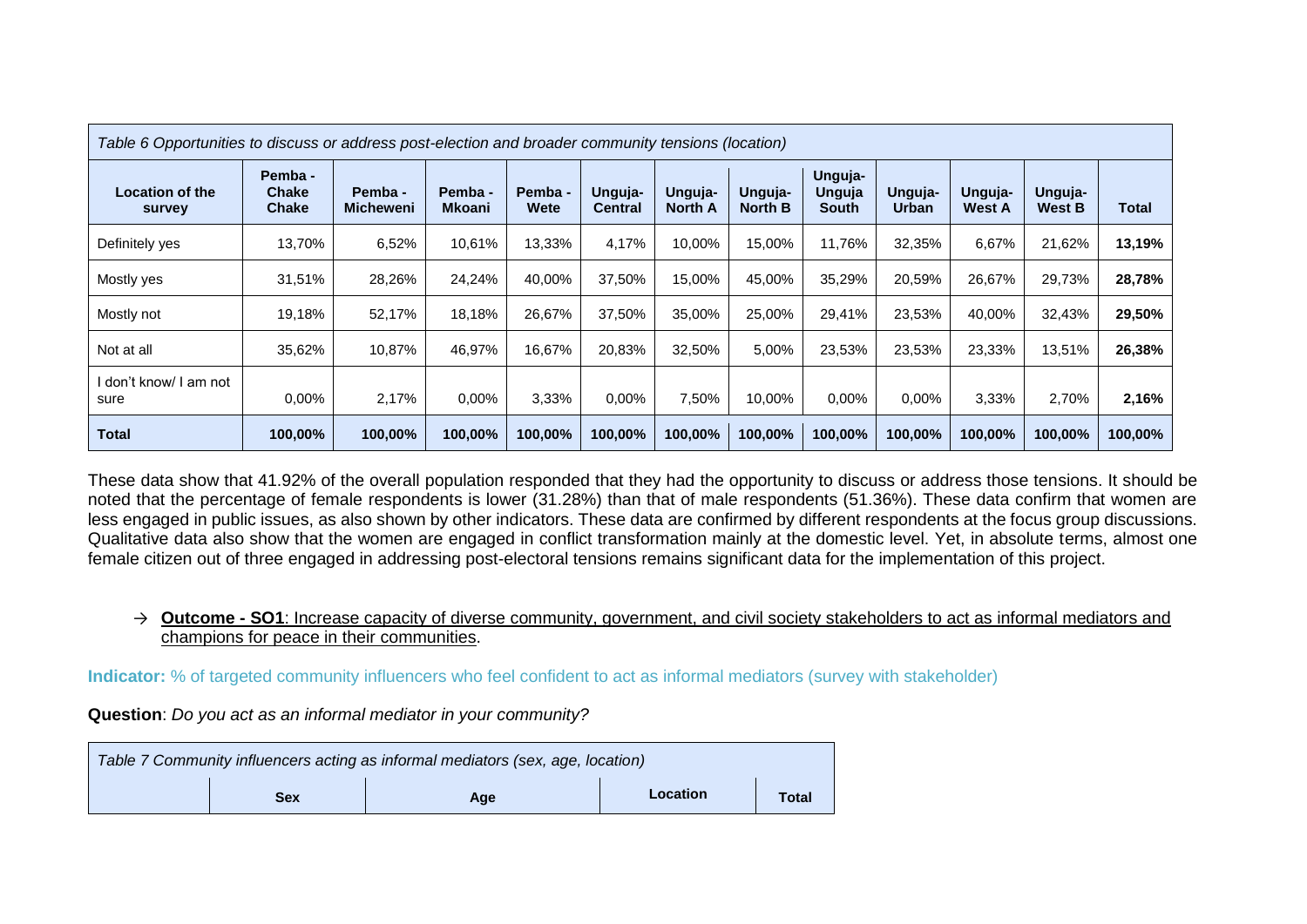*Table 6 Opportunities to discuss or address post-election and broader community tensions (location)*

| Location of the survey | Pemba - Chake Chake | Pemba - Micheweni | Pemba - Mkoani | Pemba - Wete | Unguja-Central | Unguja-North A | Unguja-North B | Unguja-Unguja South | Unguja-Urban | Unguja-West A | Unguja-West B | Total |
|---|---|---|---|---|---|---|---|---|---|---|---|---|
| Definitely yes | 13,70% | 6,52% | 10,61% | 13,33% | 4,17% | 10,00% | 15,00% | 11,76% | 32,35% | 6,67% | 21,62% | **13,19%** |
| Mostly yes | 31,51% | 28,26% | 24,24% | 40,00% | 37,50% | 15,00% | 45,00% | 35,29% | 20,59% | 26,67% | 29,73% | **28,78%** |
| Mostly not | 19,18% | 52,17% | 18,18% | 26,67% | 37,50% | 35,00% | 25,00% | 29,41% | 23,53% | 40,00% | 32,43% | **29,50%** |
| Not at all | 35,62% | 10,87% | 46,97% | 16,67% | 20,83% | 32,50% | 5,00% | 23,53% | 23,53% | 23,33% | 13,51% | **26,38%** |
| I don't know/ I am not sure | 0,00% | 2,17% | 0,00% | 3,33% | 0,00% | 7,50% | 10,00% | 0,00% | 0,00% | 3,33% | 2,70% | **2,16%** |
| **Total** | **100,00%** | **100,00%** | **100,00%** | **100,00%** | **100,00%** | **100,00%** | **100,00%** | **100,00%** | **100,00%** | **100,00%** | **100,00%** | **100,00%** |

These data show that 41.92% of the overall population responded that they had the opportunity to discuss or address those tensions. It should be noted that the percentage of female respondents is lower (31.28%) than that of male respondents (51.36%). These data confirm that women are less engaged in public issues, as also shown by other indicators. These data are confirmed by different respondents at the focus group discussions. Qualitative data also show that the women are engaged in conflict transformation mainly at the domestic level. Yet, in absolute terms, almost one female citizen out of three engaged in addressing post-electoral tensions remains significant data for the implementation of this project.

→ **Outcome - SO1**: Increase capacity of diverse community, government, and civil society stakeholders to act as informal mediators and champions for peace in their communities.

**Indicator:** % of targeted community influencers who feel confident to act as informal mediators (survey with stakeholder)

**Question**: *Do you act as an informal mediator in your community?*

*Table 7 Community influencers acting as informal mediators (sex, age, location)*

| | Sex | Age | Location | Total |
|---|---|---|---|---|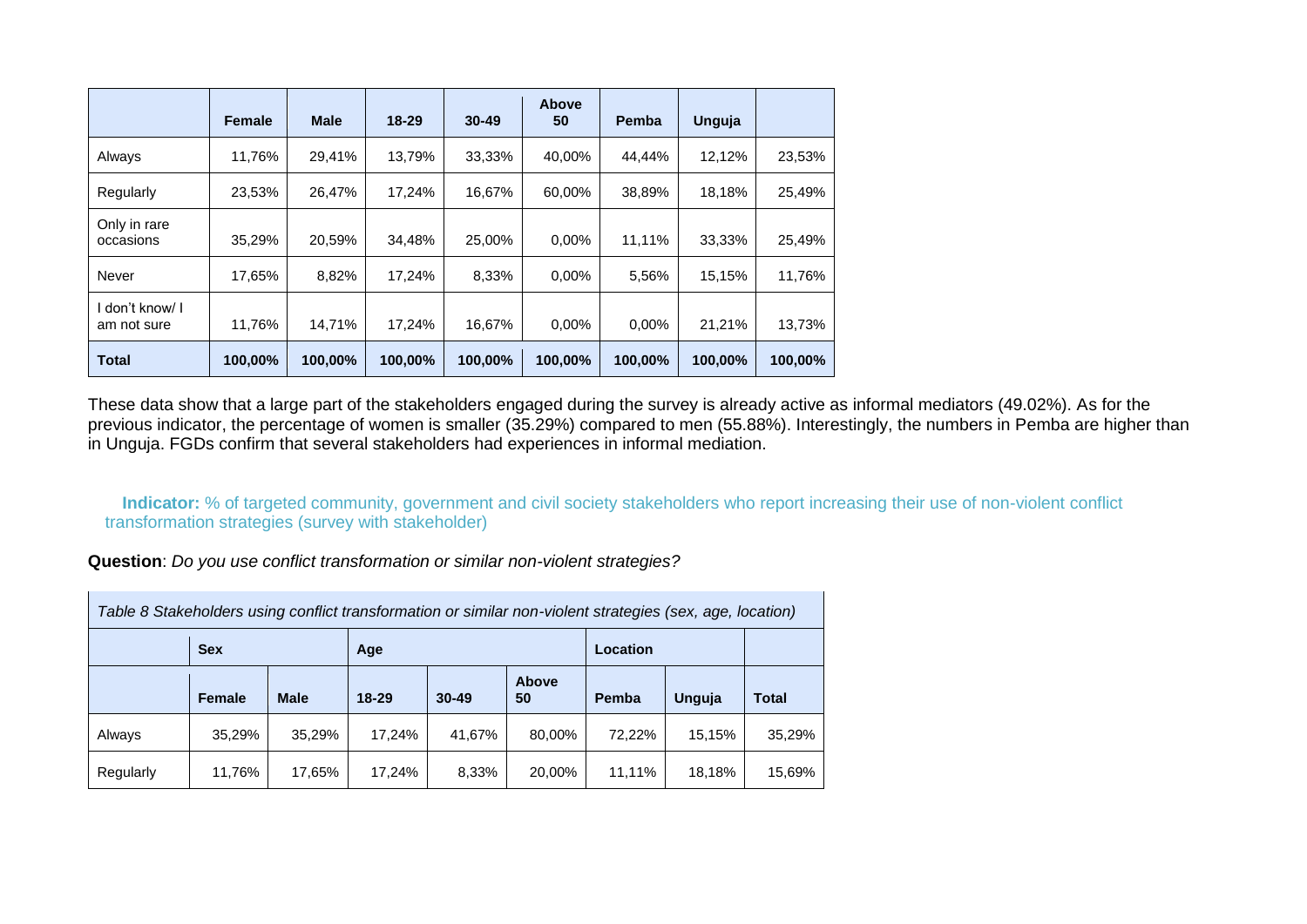| | Female | Male | 18-29 | 30-49 | Above 50 | Pemba | Unguja | |
|---|---|---|---|---|---|---|---|---|
| Always | 11,76% | 29,41% | 13,79% | 33,33% | 40,00% | 44,44% | 12,12% | 23,53% |
| Regularly | 23,53% | 26,47% | 17,24% | 16,67% | 60,00% | 38,89% | 18,18% | 25,49% |
| Only in rare occasions | 35,29% | 20,59% | 34,48% | 25,00% | 0,00% | 11,11% | 33,33% | 25,49% |
| Never | 17,65% | 8,82% | 17,24% | 8,33% | 0,00% | 5,56% | 15,15% | 11,76% |
| I don't know/ I am not sure | 11,76% | 14,71% | 17,24% | 16,67% | 0,00% | 0,00% | 21,21% | 13,73% |
| **Total** | **100,00%** | **100,00%** | **100,00%** | **100,00%** | **100,00%** | **100,00%** | **100,00%** | **100,00%** |

These data show that a large part of the stakeholders engaged during the survey is already active as informal mediators (49.02%). As for the previous indicator, the percentage of women is smaller (35.29%) compared to men (55.88%). Interestingly, the numbers in Pemba are higher than in Unguja. FGDs confirm that several stakeholders had experiences in informal mediation.

**Indicator:** % of targeted community, government and civil society stakeholders who report increasing their use of non-violent conflict transformation strategies (survey with stakeholder)

**Question**: *Do you use conflict transformation or similar non-violent strategies?*

*Table 8 Stakeholders using conflict transformation or similar non-violent strategies (sex, age, location)*

| | Sex | | Age | | | Location | | |
|---|---|---|---|---|---|---|---|---|
| | **Female** | **Male** | **18-29** | **30-49** | **Above 50** | **Pemba** | **Unguja** | **Total** |
| Always | 35,29% | 35,29% | 17,24% | 41,67% | 80,00% | 72,22% | 15,15% | 35,29% |
| Regularly | 11,76% | 17,65% | 17,24% | 8,33% | 20,00% | 11,11% | 18,18% | 15,69% |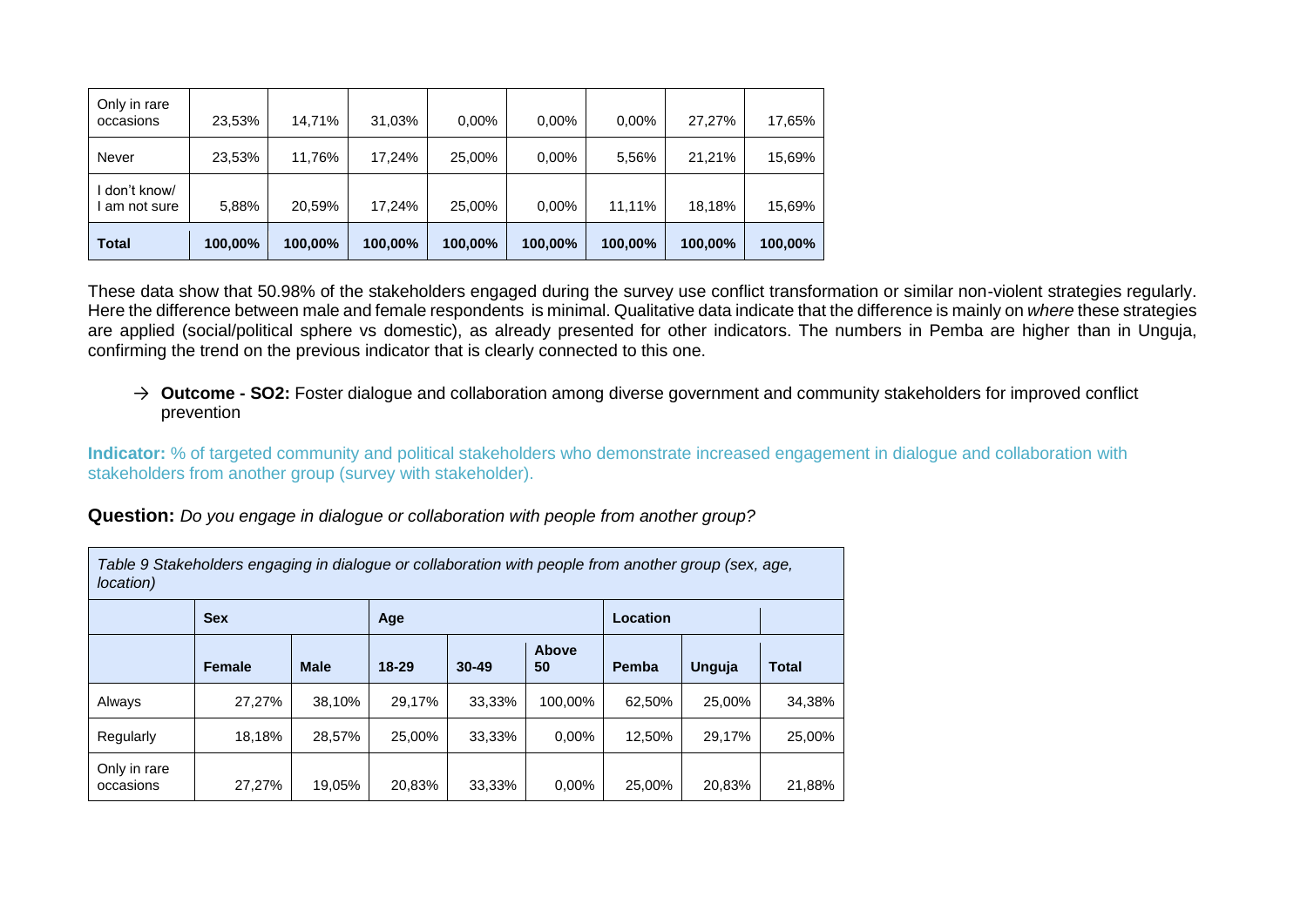| | | | | | | | | |
|---|---|---|---|---|---|---|---|---|
| Only in rare occasions | 23,53% | 14,71% | 31,03% | 0,00% | 0,00% | 0,00% | 27,27% | 17,65% |
| Never | 23,53% | 11,76% | 17,24% | 25,00% | 0,00% | 5,56% | 21,21% | 15,69% |
| I don't know/ I am not sure | 5,88% | 20,59% | 17,24% | 25,00% | 0,00% | 11,11% | 18,18% | 15,69% |
| **Total** | **100,00%** | **100,00%** | **100,00%** | **100,00%** | **100,00%** | **100,00%** | **100,00%** | **100,00%** |

These data show that 50.98% of the stakeholders engaged during the survey use conflict transformation or similar non-violent strategies regularly. Here the difference between male and female respondents is minimal. Qualitative data indicate that the difference is mainly on *where* these strategies are applied (social/political sphere vs domestic), as already presented for other indicators. The numbers in Pemba are higher than in Unguja, confirming the trend on the previous indicator that is clearly connected to this one.

→ **Outcome - SO2:** Foster dialogue and collaboration among diverse government and community stakeholders for improved conflict prevention

**Indicator:** % of targeted community and political stakeholders who demonstrate increased engagement in dialogue and collaboration with stakeholders from another group (survey with stakeholder).

**Question:** *Do you engage in dialogue or collaboration with people from another group?*

*Table 9 Stakeholders engaging in dialogue or collaboration with people from another group (sex, age, location)*

| | **Sex** | | **Age** | | | **Location** | | |
|---|---|---|---|---|---|---|---|---|
| | **Female** | **Male** | **18-29** | **30-49** | **Above 50** | **Pemba** | **Unguja** | **Total** |
| Always | 27,27% | 38,10% | 29,17% | 33,33% | 100,00% | 62,50% | 25,00% | 34,38% |
| Regularly | 18,18% | 28,57% | 25,00% | 33,33% | 0,00% | 12,50% | 29,17% | 25,00% |
| Only in rare occasions | 27,27% | 19,05% | 20,83% | 33,33% | 0,00% | 25,00% | 20,83% | 21,88% |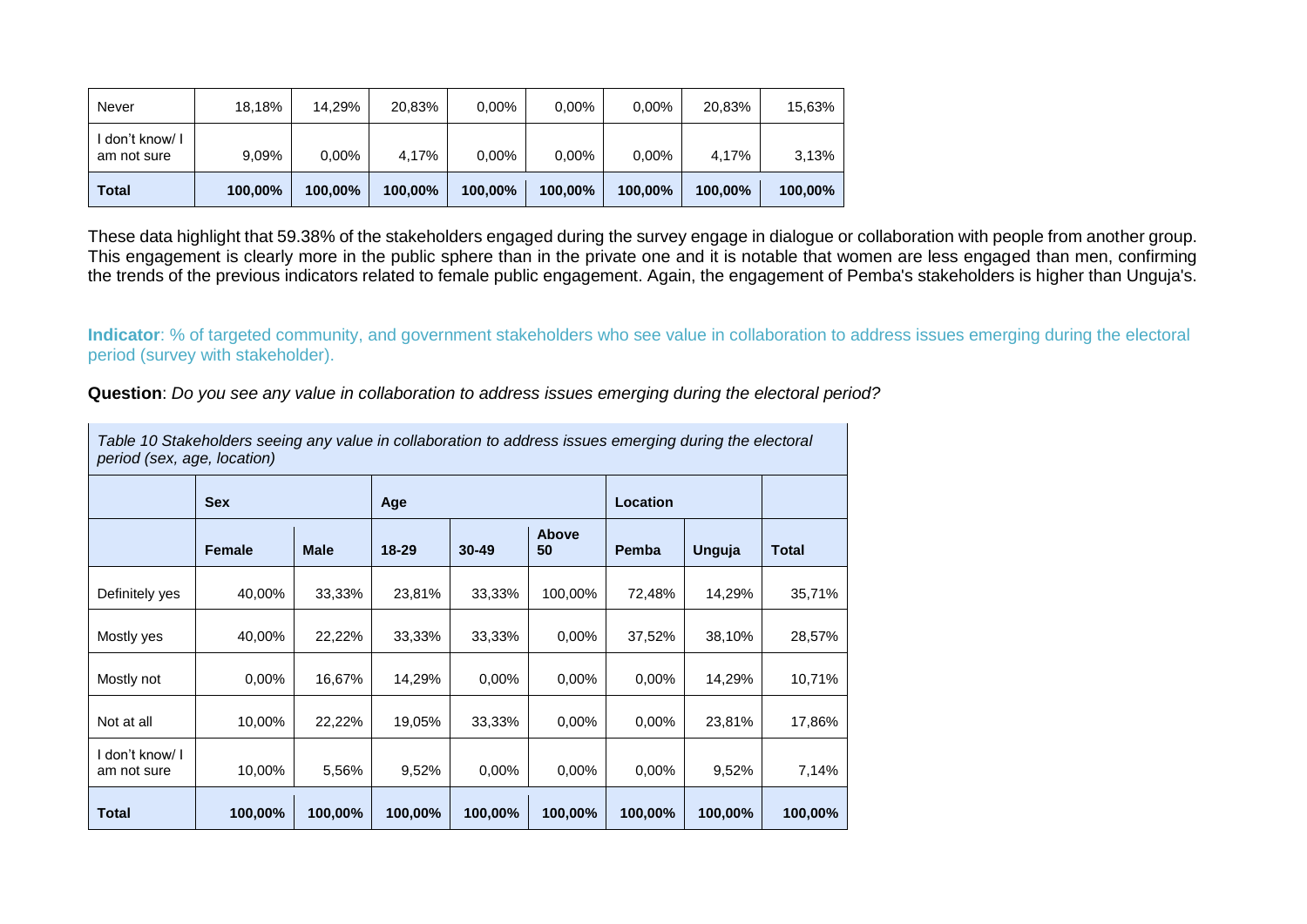| | | | | | | | | |
|---|---|---|---|---|---|---|---|---|
| Never | 18,18% | 14,29% | 20,83% | 0,00% | 0,00% | 0,00% | 20,83% | 15,63% |
| I don't know/ I am not sure | 9,09% | 0,00% | 4,17% | 0,00% | 0,00% | 0,00% | 4,17% | 3,13% |
| **Total** | **100,00%** | **100,00%** | **100,00%** | **100,00%** | **100,00%** | **100,00%** | **100,00%** | **100,00%** |

These data highlight that 59.38% of the stakeholders engaged during the survey engage in dialogue or collaboration with people from another group. This engagement is clearly more in the public sphere than in the private one and it is notable that women are less engaged than men, confirming the trends of the previous indicators related to female public engagement. Again, the engagement of Pemba's stakeholders is higher than Unguja's.

**Indicator**: % of targeted community, and government stakeholders who see value in collaboration to address issues emerging during the electoral period (survey with stakeholder).

**Question**: *Do you see any value in collaboration to address issues emerging during the electoral period?*

*Table 10 Stakeholders seeing any value in collaboration to address issues emerging during the electoral period (sex, age, location)*

| | **Sex** | | **Age** | | | **Location** | | |
|---|---|---|---|---|---|---|---|---|
| | **Female** | **Male** | **18-29** | **30-49** | **Above 50** | **Pemba** | **Unguja** | **Total** |
| Definitely yes | 40,00% | 33,33% | 23,81% | 33,33% | 100,00% | 72,48% | 14,29% | 35,71% |
| Mostly yes | 40,00% | 22,22% | 33,33% | 33,33% | 0,00% | 37,52% | 38,10% | 28,57% |
| Mostly not | 0,00% | 16,67% | 14,29% | 0,00% | 0,00% | 0,00% | 14,29% | 10,71% |
| Not at all | 10,00% | 22,22% | 19,05% | 33,33% | 0,00% | 0,00% | 23,81% | 17,86% |
| I don't know/ I am not sure | 10,00% | 5,56% | 9,52% | 0,00% | 0,00% | 0,00% | 9,52% | 7,14% |
| **Total** | **100,00%** | **100,00%** | **100,00%** | **100,00%** | **100,00%** | **100,00%** | **100,00%** | **100,00%** |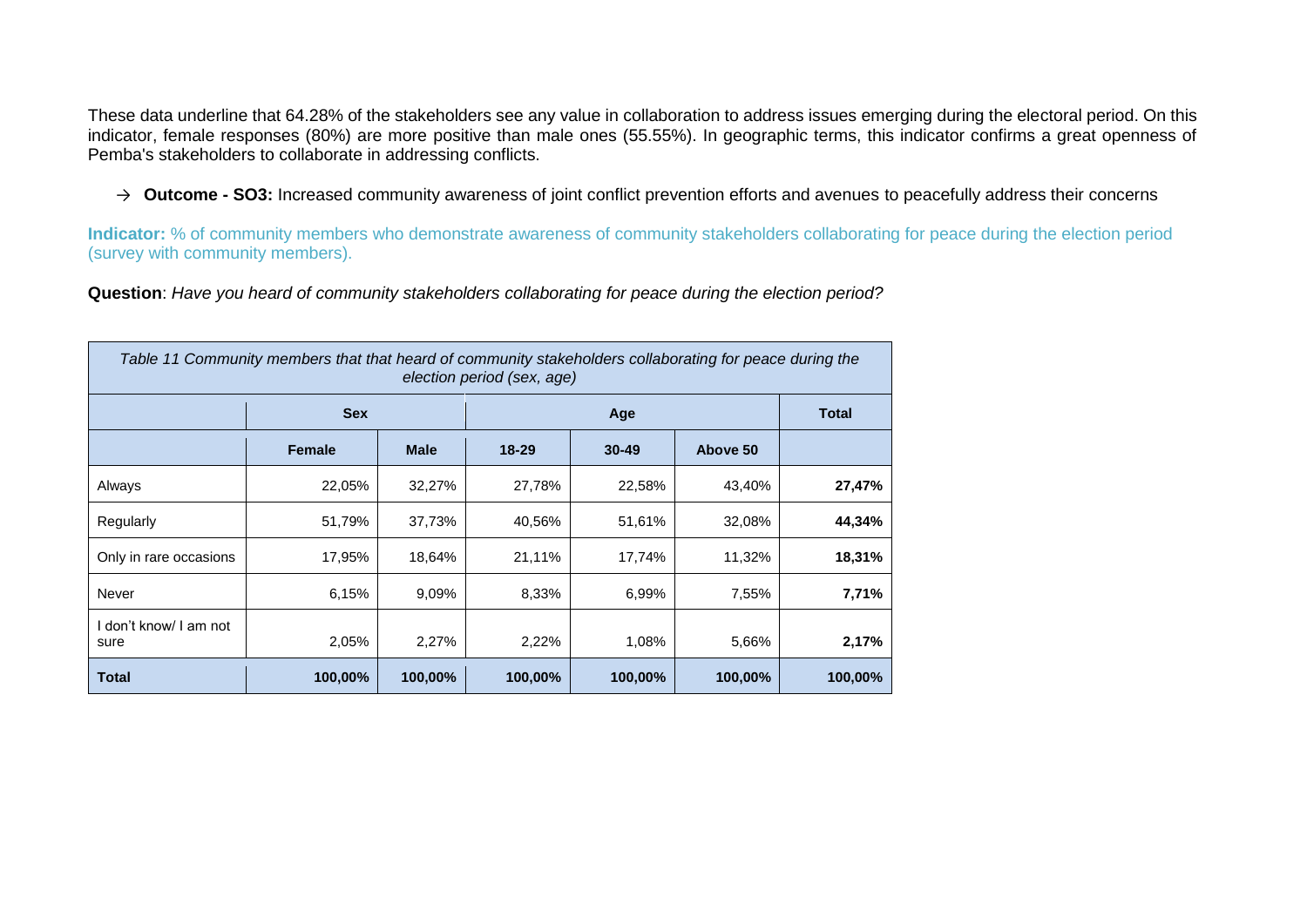These data underline that 64.28% of the stakeholders see any value in collaboration to address issues emerging during the electoral period. On this indicator, female responses (80%) are more positive than male ones (55.55%). In geographic terms, this indicator confirms a great openness of Pemba's stakeholders to collaborate in addressing conflicts.

→ **Outcome - SO3:** Increased community awareness of joint conflict prevention efforts and avenues to peacefully address their concerns

**Indicator:** % of community members who demonstrate awareness of community stakeholders collaborating for peace during the election period (survey with community members).

**Question**: *Have you heard of community stakeholders collaborating for peace during the election period?*

*Table 11 Community members that that heard of community stakeholders collaborating for peace during the election period (sex, age)*

| | Sex | | Age | | | Total |
|---|---|---|---|---|---|---|
| | **Female** | **Male** | **18-29** | **30-49** | **Above 50** | |
| Always | 22,05% | 32,27% | 27,78% | 22,58% | 43,40% | **27,47%** |
| Regularly | 51,79% | 37,73% | 40,56% | 51,61% | 32,08% | **44,34%** |
| Only in rare occasions | 17,95% | 18,64% | 21,11% | 17,74% | 11,32% | **18,31%** |
| Never | 6,15% | 9,09% | 8,33% | 6,99% | 7,55% | **7,71%** |
| I don't know/ I am not sure | 2,05% | 2,27% | 2,22% | 1,08% | 5,66% | **2,17%** |
| **Total** | **100,00%** | **100,00%** | **100,00%** | **100,00%** | **100,00%** | **100,00%** |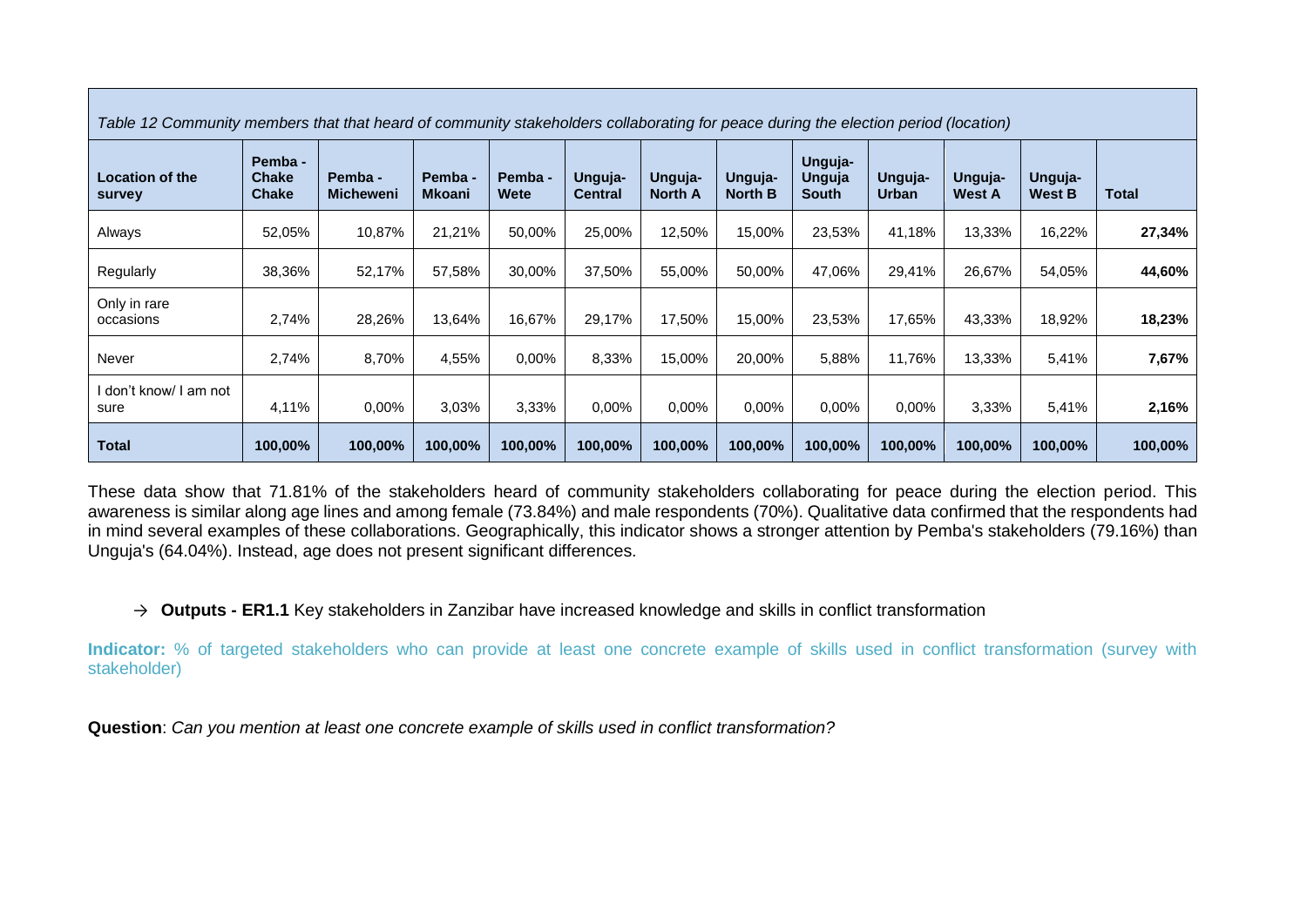*Table 12 Community members that that heard of community stakeholders collaborating for peace during the election period (location)*

| Location of the survey | Pemba - Chake Chake | Pemba - Micheweni | Pemba - Mkoani | Pemba - Wete | Unguja- Central | Unguja- North A | Unguja- North B | Unguja- Unguja South | Unguja- Urban | Unguja- West A | Unguja- West B | Total |
|---|---|---|---|---|---|---|---|---|---|---|---|---|
| Always | 52,05% | 10,87% | 21,21% | 50,00% | 25,00% | 12,50% | 15,00% | 23,53% | 41,18% | 13,33% | 16,22% | **27,34%** |
| Regularly | 38,36% | 52,17% | 57,58% | 30,00% | 37,50% | 55,00% | 50,00% | 47,06% | 29,41% | 26,67% | 54,05% | **44,60%** |
| Only in rare occasions | 2,74% | 28,26% | 13,64% | 16,67% | 29,17% | 17,50% | 15,00% | 23,53% | 17,65% | 43,33% | 18,92% | **18,23%** |
| Never | 2,74% | 8,70% | 4,55% | 0,00% | 8,33% | 15,00% | 20,00% | 5,88% | 11,76% | 13,33% | 5,41% | **7,67%** |
| I don't know/ I am not sure | 4,11% | 0,00% | 3,03% | 3,33% | 0,00% | 0,00% | 0,00% | 0,00% | 0,00% | 3,33% | 5,41% | **2,16%** |
| **Total** | **100,00%** | **100,00%** | **100,00%** | **100,00%** | **100,00%** | **100,00%** | **100,00%** | **100,00%** | **100,00%** | **100,00%** | **100,00%** | **100,00%** |

These data show that 71.81% of the stakeholders heard of community stakeholders collaborating for peace during the election period. This awareness is similar along age lines and among female (73.84%) and male respondents (70%). Qualitative data confirmed that the respondents had in mind several examples of these collaborations. Geographically, this indicator shows a stronger attention by Pemba's stakeholders (79.16%) than Unguja's (64.04%). Instead, age does not present significant differences.

→ **Outputs - ER1.1** Key stakeholders in Zanzibar have increased knowledge and skills in conflict transformation

**Indicator:** % of targeted stakeholders who can provide at least one concrete example of skills used in conflict transformation (survey with stakeholder)

**Question**: *Can you mention at least one concrete example of skills used in conflict transformation?*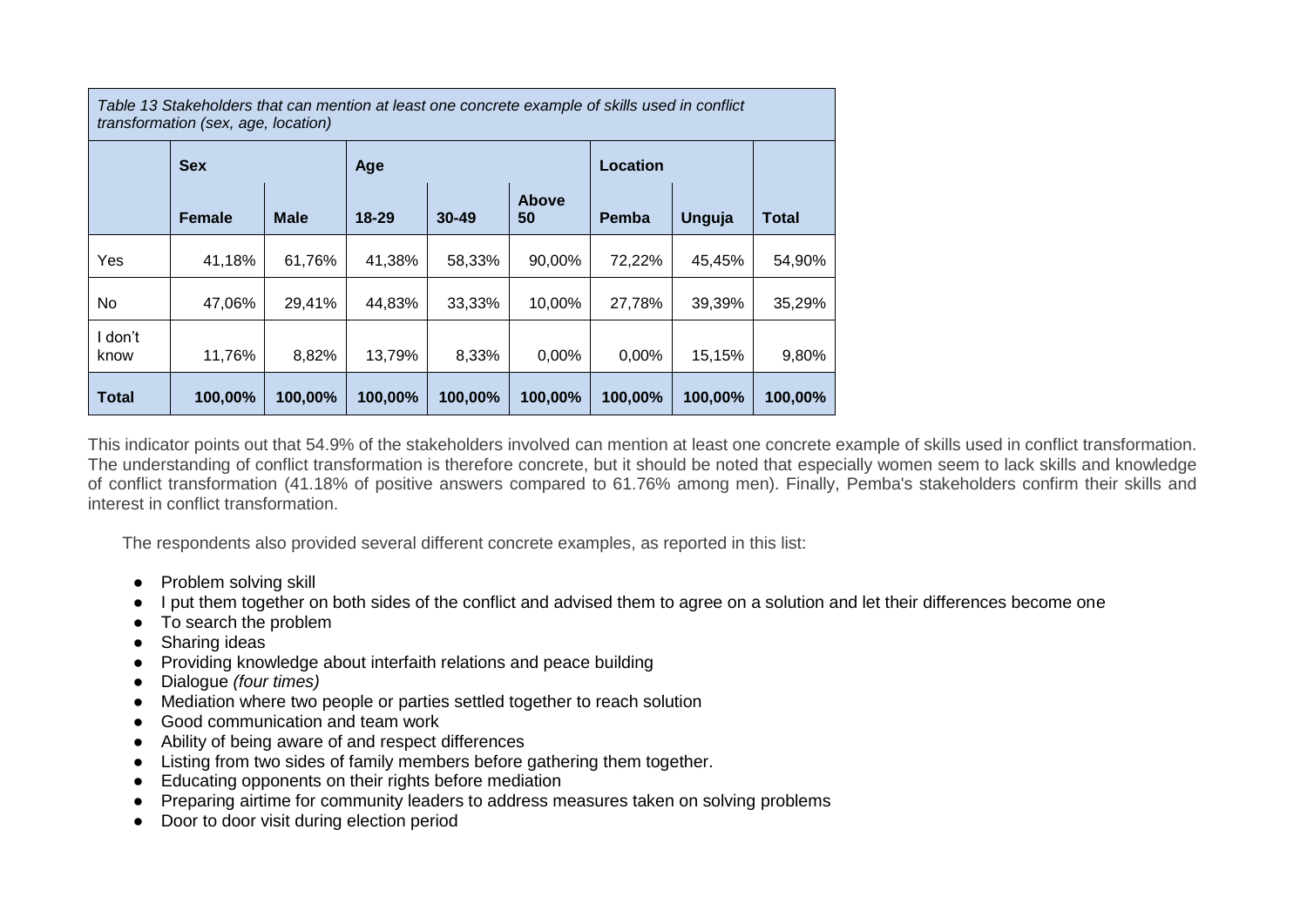*Table 13 Stakeholders that can mention at least one concrete example of skills used in conflict transformation (sex, age, location)*

| | Sex | | Age | | | Location | | |
|---|---|---|---|---|---|---|---|---|
| | **Female** | **Male** | **18-29** | **30-49** | **Above 50** | **Pemba** | **Unguja** | **Total** |
| Yes | 41,18% | 61,76% | 41,38% | 58,33% | 90,00% | 72,22% | 45,45% | 54,90% |
| No | 47,06% | 29,41% | 44,83% | 33,33% | 10,00% | 27,78% | 39,39% | 35,29% |
| I don't know | 11,76% | 8,82% | 13,79% | 8,33% | 0,00% | 0,00% | 15,15% | 9,80% |
| **Total** | **100,00%** | **100,00%** | **100,00%** | **100,00%** | **100,00%** | **100,00%** | **100,00%** | **100,00%** |

This indicator points out that 54.9% of the stakeholders involved can mention at least one concrete example of skills used in conflict transformation. The understanding of conflict transformation is therefore concrete, but it should be noted that especially women seem to lack skills and knowledge of conflict transformation (41.18% of positive answers compared to 61.76% among men). Finally, Pemba's stakeholders confirm their skills and interest in conflict transformation.

The respondents also provided several different concrete examples, as reported in this list:

- Problem solving skill
- I put them together on both sides of the conflict and advised them to agree on a solution and let their differences become one
- To search the problem
- Sharing ideas
- Providing knowledge about interfaith relations and peace building
- Dialogue *(four times)*
- Mediation where two people or parties settled together to reach solution
- Good communication and team work
- Ability of being aware of and respect differences
- Listing from two sides of family members before gathering them together.
- Educating opponents on their rights before mediation
- Preparing airtime for community leaders to address measures taken on solving problems
- Door to door visit during election period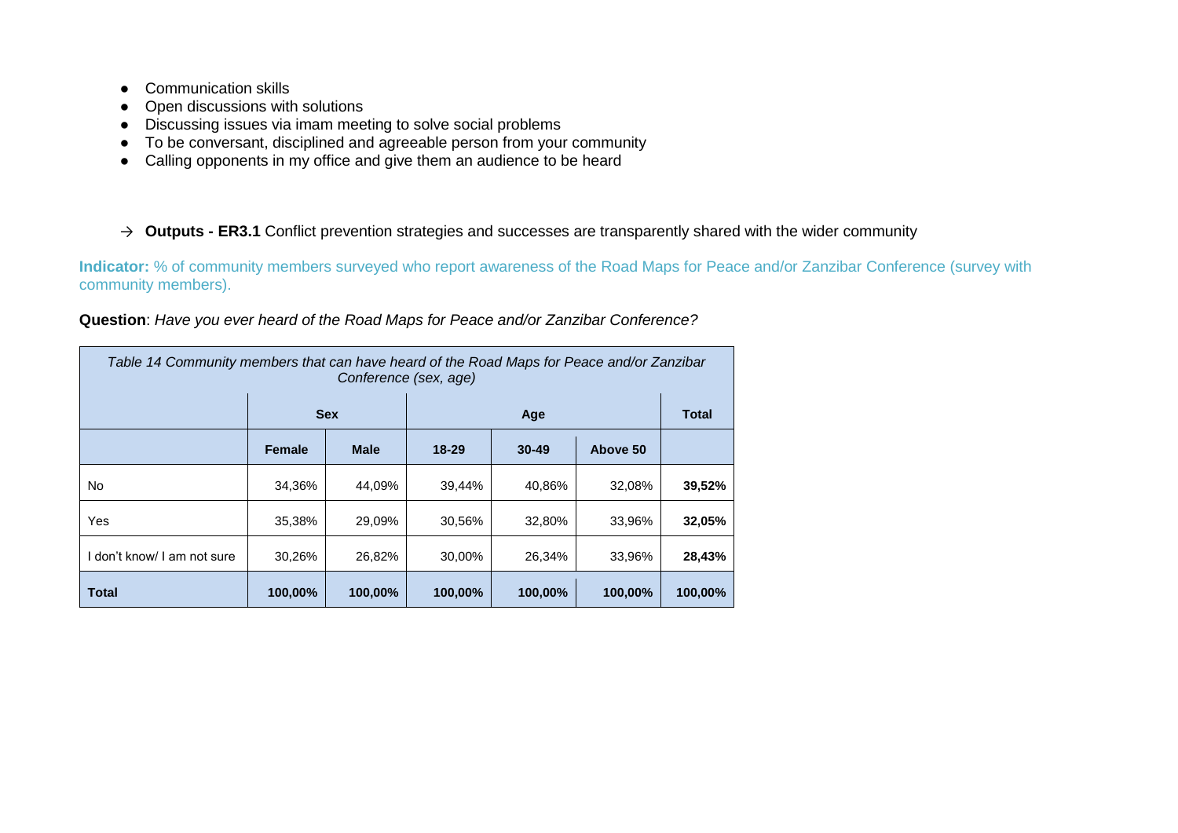- Communication skills
- Open discussions with solutions
- Discussing issues via imam meeting to solve social problems
- To be conversant, disciplined and agreeable person from your community
- Calling opponents in my office and give them an audience to be heard

→ **Outputs - ER3.1** Conflict prevention strategies and successes are transparently shared with the wider community

**Indicator:** % of community members surveyed who report awareness of the Road Maps for Peace and/or Zanzibar Conference (survey with community members).

**Question**: *Have you ever heard of the Road Maps for Peace and/or Zanzibar Conference?*

*Table 14 Community members that can have heard of the Road Maps for Peace and/or Zanzibar Conference (sex, age)*

| | Sex | | Age | | | Total |
|---|---|---|---|---|---|---|
| | **Female** | **Male** | **18-29** | **30-49** | **Above 50** | |
| No | 34,36% | 44,09% | 39,44% | 40,86% | 32,08% | **39,52%** |
| Yes | 35,38% | 29,09% | 30,56% | 32,80% | 33,96% | **32,05%** |
| I don't know/ I am not sure | 30,26% | 26,82% | 30,00% | 26,34% | 33,96% | **28,43%** |
| **Total** | **100,00%** | **100,00%** | **100,00%** | **100,00%** | **100,00%** | **100,00%** |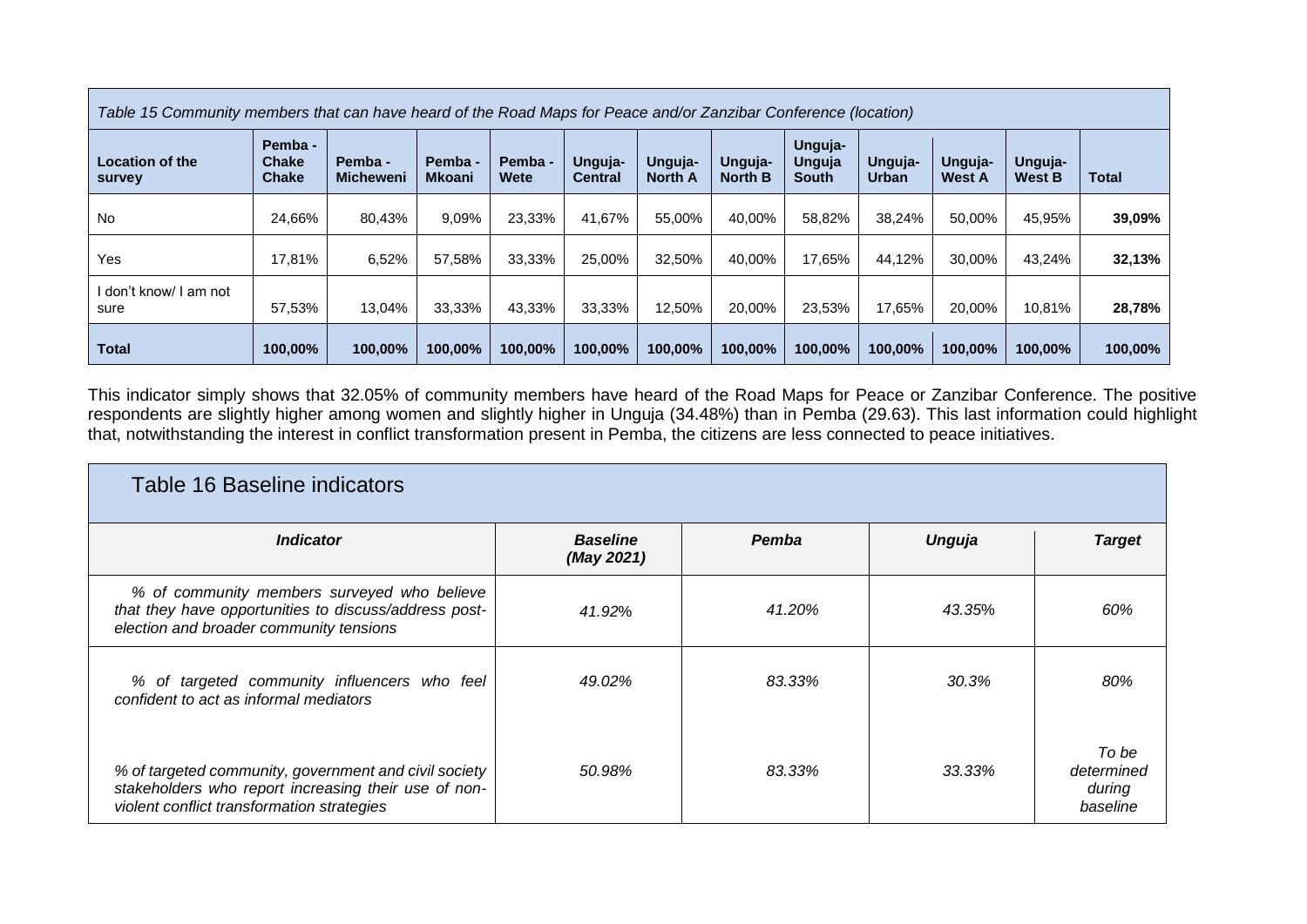| Table 15 Community members that can have heard of the Road Maps for Peace and/or Zanzibar Conference (location) | | | | | | | | | | | | |
|---|---|---|---|---|---|---|---|---|---|---|---|---|
| **Location of the survey** | **Pemba - Chake Chake** | **Pemba - Micheweni** | **Pemba - Mkoani** | **Pemba - Wete** | **Unguja- Central** | **Unguja- North A** | **Unguja- North B** | **Unguja- Unguja South** | **Unguja- Urban** | **Unguja- West A** | **Unguja- West B** | **Total** |
| No | 24,66% | 80,43% | 9,09% | 23,33% | 41,67% | 55,00% | 40,00% | 58,82% | 38,24% | 50,00% | 45,95% | **39,09%** |
| Yes | 17,81% | 6,52% | 57,58% | 33,33% | 25,00% | 32,50% | 40,00% | 17,65% | 44,12% | 30,00% | 43,24% | **32,13%** |
| I don't know/ I am not sure | 57,53% | 13,04% | 33,33% | 43,33% | 33,33% | 12,50% | 20,00% | 23,53% | 17,65% | 20,00% | 10,81% | **28,78%** |
| **Total** | **100,00%** | **100,00%** | **100,00%** | **100,00%** | **100,00%** | **100,00%** | **100,00%** | **100,00%** | **100,00%** | **100,00%** | **100,00%** | **100,00%** |

This indicator simply shows that 32.05% of community members have heard of the Road Maps for Peace or Zanzibar Conference. The positive respondents are slightly higher among women and slightly higher in Unguja (34.48%) than in Pemba (29.63). This last information could highlight that, notwithstanding the interest in conflict transformation present in Pemba, the citizens are less connected to peace initiatives.

| Table 16 Baseline indicators | | | | |
|---|---|---|---|---|
| ***Indicator*** | ***Baseline (May 2021)*** | ***Pemba*** | ***Unguja*** | ***Target*** |
| *% of community members surveyed who believe that they have opportunities to discuss/address post-election and broader community tensions* | *41.92%* | *41.20%* | *43.35%* | *60%* |
| *% of targeted community influencers who feel confident to act as informal mediators* | *49.02%* | *83.33%* | *30.3%* | *80%* |
| *% of targeted community, government and civil society stakeholders who report increasing their use of non-violent conflict transformation strategies* | *50.98%* | *83.33%* | *33.33%* | *To be determined during baseline* |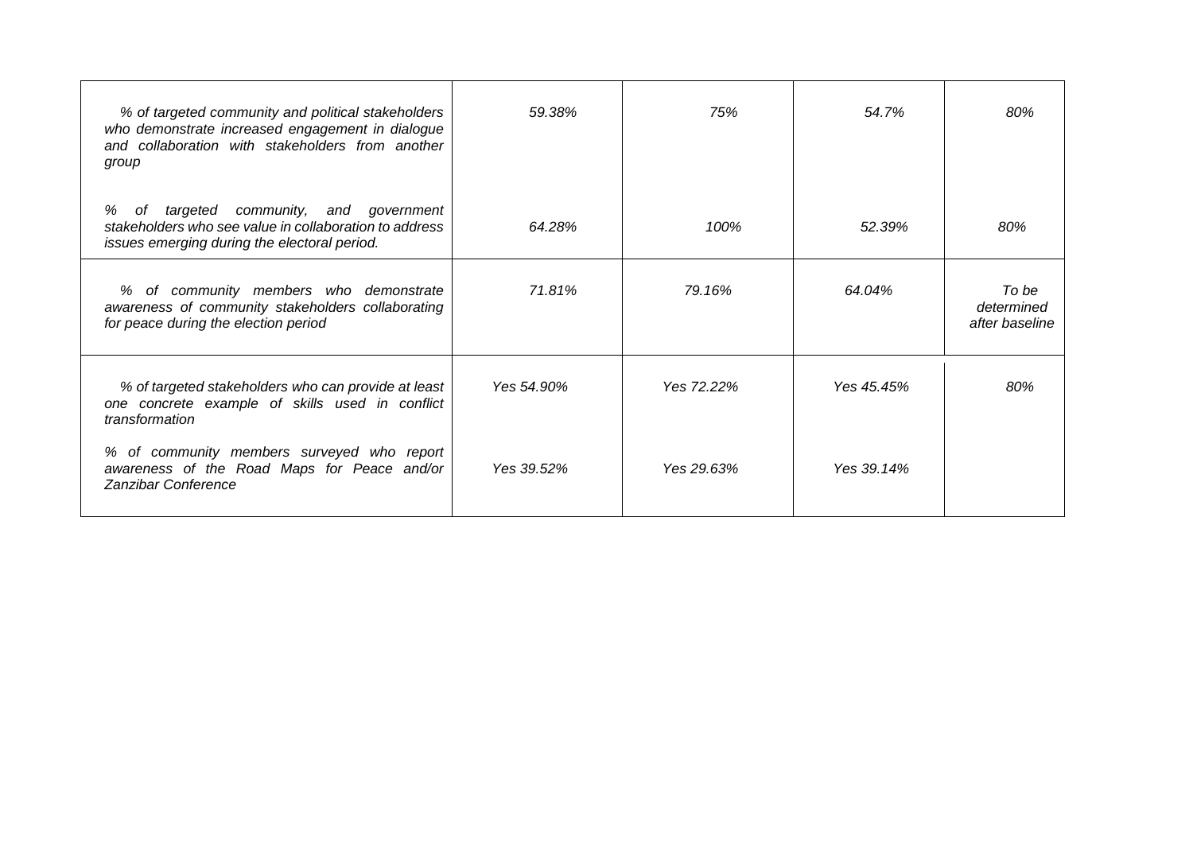| | | | | |
|---|---|---|---|---|
| *% of targeted community and political stakeholders who demonstrate increased engagement in dialogue and collaboration with stakeholders from another group*<br><br>*% of targeted community, and government stakeholders who see value in collaboration to address issues emerging during the electoral period.* | *59.38%*<br><br>*64.28%* | *75%*<br><br>*100%* | *54.7%*<br><br>*52.39%* | *80%*<br><br>*80%* |
| *% of community members who demonstrate awareness of community stakeholders collaborating for peace during the election period* | *71.81%* | *79.16%* | *64.04%* | *To be determined after baseline* |
| *% of targeted stakeholders who can provide at least one concrete example of skills used in conflict transformation*<br><br>*% of community members surveyed who report awareness of the Road Maps for Peace and/or Zanzibar Conference* | *Yes 54.90%*<br><br>*Yes 39.52%* | *Yes 72.22%*<br><br>*Yes 29.63%* | *Yes 45.45%*<br><br>*Yes 39.14%* | *80%* |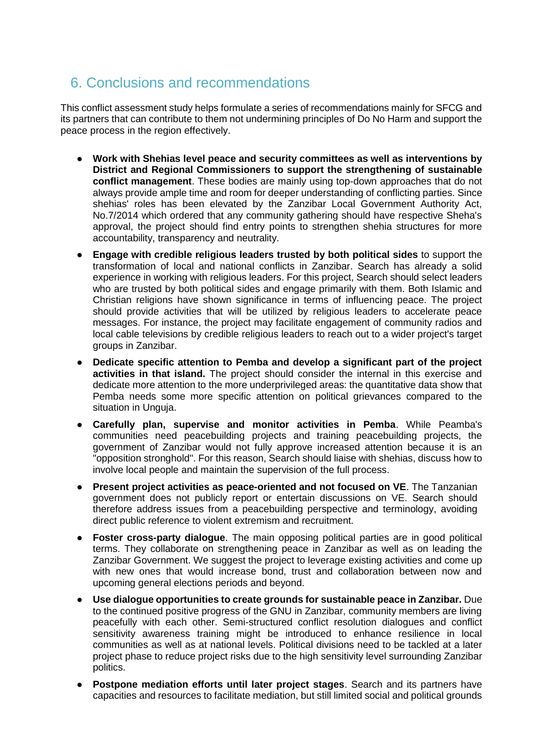## 6. Conclusions and recommendations

This conflict assessment study helps formulate a series of recommendations mainly for SFCG and its partners that can contribute to them not undermining principles of Do No Harm and support the peace process in the region effectively.

- **Work with Shehias level peace and security committees as well as interventions by District and Regional Commissioners to support the strengthening of sustainable conflict management**. These bodies are mainly using top-down approaches that do not always provide ample time and room for deeper understanding of conflicting parties. Since shehias' roles has been elevated by the Zanzibar Local Government Authority Act, No.7/2014 which ordered that any community gathering should have respective Sheha's approval, the project should find entry points to strengthen shehia structures for more accountability, transparency and neutrality.
- **Engage with credible religious leaders trusted by both political sides** to support the transformation of local and national conflicts in Zanzibar. Search has already a solid experience in working with religious leaders. For this project, Search should select leaders who are trusted by both political sides and engage primarily with them. Both Islamic and Christian religions have shown significance in terms of influencing peace. The project should provide activities that will be utilized by religious leaders to accelerate peace messages. For instance, the project may facilitate engagement of community radios and local cable televisions by credible religious leaders to reach out to a wider project's target groups in Zanzibar.
- **Dedicate specific attention to Pemba and develop a significant part of the project activities in that island.** The project should consider the internal in this exercise and dedicate more attention to the more underprivileged areas: the quantitative data show that Pemba needs some more specific attention on political grievances compared to the situation in Unguja.
- **Carefully plan, supervise and monitor activities in Pemba**. While Peamba's communities need peacebuilding projects and training peacebuilding projects, the government of Zanzibar would not fully approve increased attention because it is an "opposition stronghold". For this reason, Search should liaise with shehias, discuss how to involve local people and maintain the supervision of the full process.
- **Present project activities as peace-oriented and not focused on VE**. The Tanzanian government does not publicly report or entertain discussions on VE. Search should therefore address issues from a peacebuilding perspective and terminology, avoiding direct public reference to violent extremism and recruitment.
- **Foster cross-party dialogue**. The main opposing political parties are in good political terms. They collaborate on strengthening peace in Zanzibar as well as on leading the Zanzibar Government. We suggest the project to leverage existing activities and come up with new ones that would increase bond, trust and collaboration between now and upcoming general elections periods and beyond.
- **Use dialogue opportunities to create grounds for sustainable peace in Zanzibar.** Due to the continued positive progress of the GNU in Zanzibar, community members are living peacefully with each other. Semi-structured conflict resolution dialogues and conflict sensitivity awareness training might be introduced to enhance resilience in local communities as well as at national levels. Political divisions need to be tackled at a later project phase to reduce project risks due to the high sensitivity level surrounding Zanzibar politics.
- **Postpone mediation efforts until later project stages**. Search and its partners have capacities and resources to facilitate mediation, but still limited social and political grounds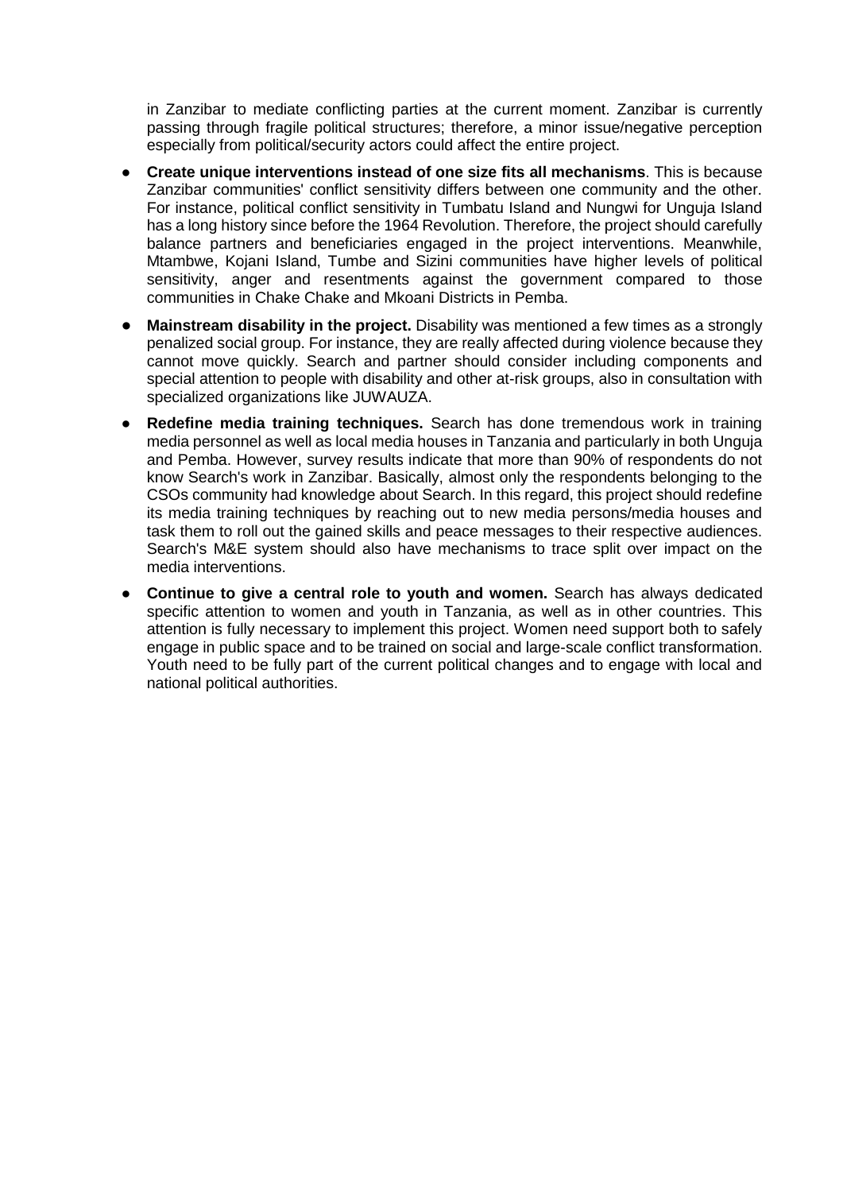in Zanzibar to mediate conflicting parties at the current moment. Zanzibar is currently passing through fragile political structures; therefore, a minor issue/negative perception especially from political/security actors could affect the entire project.

- **Create unique interventions instead of one size fits all mechanisms**. This is because Zanzibar communities' conflict sensitivity differs between one community and the other. For instance, political conflict sensitivity in Tumbatu Island and Nungwi for Unguja Island has a long history since before the 1964 Revolution. Therefore, the project should carefully balance partners and beneficiaries engaged in the project interventions. Meanwhile, Mtambwe, Kojani Island, Tumbe and Sizini communities have higher levels of political sensitivity, anger and resentments against the government compared to those communities in Chake Chake and Mkoani Districts in Pemba.
- **Mainstream disability in the project.** Disability was mentioned a few times as a strongly penalized social group. For instance, they are really affected during violence because they cannot move quickly. Search and partner should consider including components and special attention to people with disability and other at-risk groups, also in consultation with specialized organizations like JUWAUZA.
- **Redefine media training techniques.** Search has done tremendous work in training media personnel as well as local media houses in Tanzania and particularly in both Unguja and Pemba. However, survey results indicate that more than 90% of respondents do not know Search's work in Zanzibar. Basically, almost only the respondents belonging to the CSOs community had knowledge about Search. In this regard, this project should redefine its media training techniques by reaching out to new media persons/media houses and task them to roll out the gained skills and peace messages to their respective audiences. Search's M&E system should also have mechanisms to trace split over impact on the media interventions.
- **Continue to give a central role to youth and women.** Search has always dedicated specific attention to women and youth in Tanzania, as well as in other countries. This attention is fully necessary to implement this project. Women need support both to safely engage in public space and to be trained on social and large-scale conflict transformation. Youth need to be fully part of the current political changes and to engage with local and national political authorities.